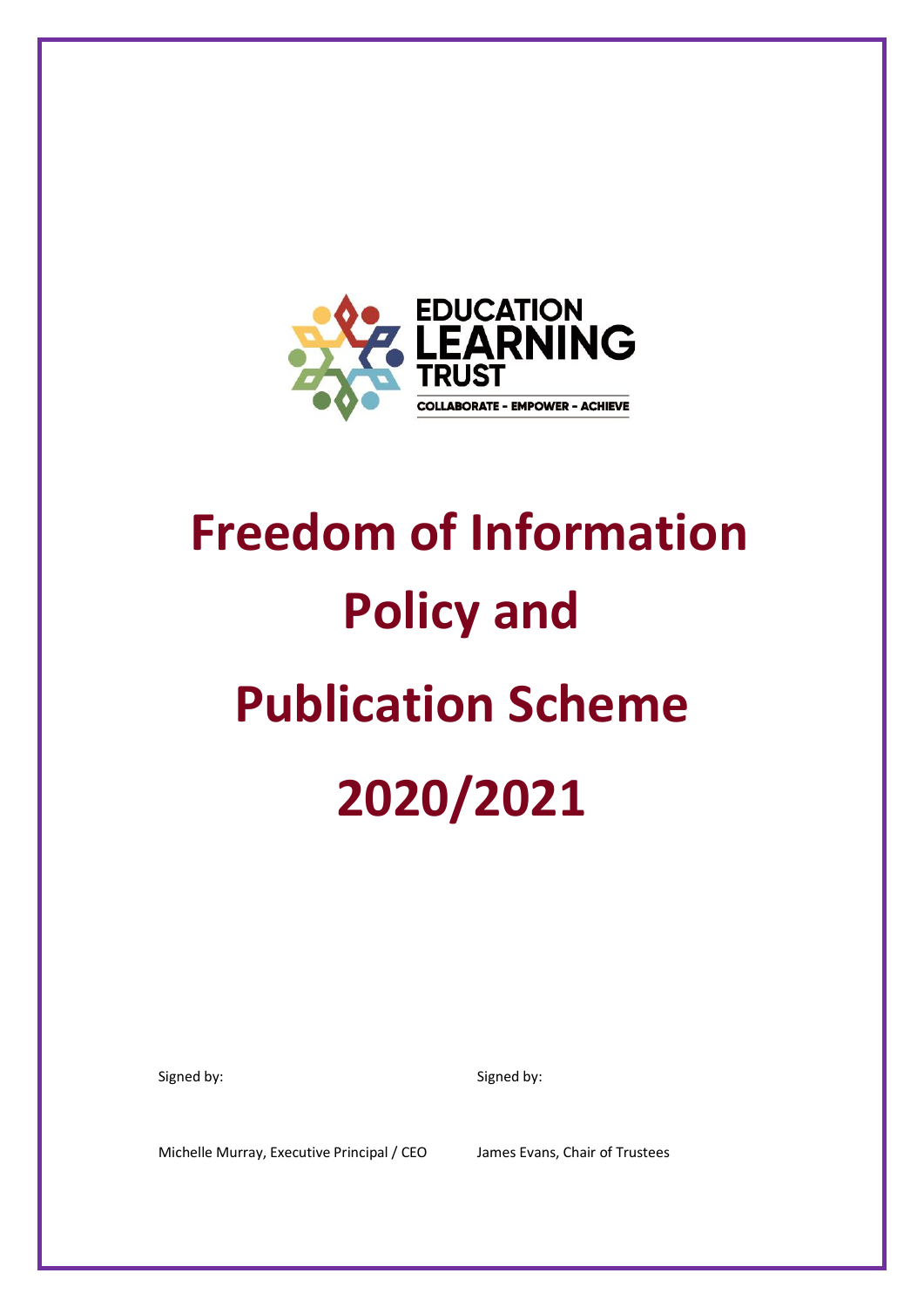EDUCATION LEARNING TRUST

COLLABORATE - EMPOWER - ACHIEVE

# Freedom of Information Policy and Publication Scheme 2020/2021

Signed by:

Michelle Murray, Executive Principal / CEO

Signed by:

James Evans, Chair of Trustees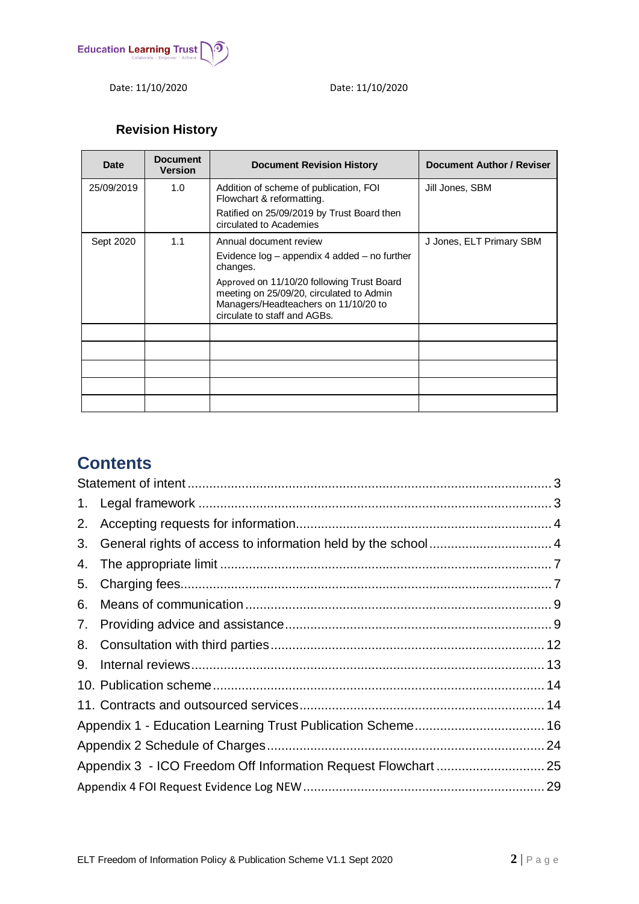Date: 11/10/2020 Date: 11/10/2020

### Revision History

| Date | Document Version | Document Revision History | Document Author / Reviser |
|---|---|---|---|
| 25/09/2019 | 1.0 | Addition of scheme of publication, FOI Flowchart & reformatting.<br>Ratified on 25/09/2019 by Trust Board then circulated to Academies | Jill Jones, SBM |
| Sept 2020 | 1.1 | Annual document review<br>Evidence log – appendix 4 added – no further changes.<br>Approved on 11/10/20 following Trust Board meeting on 25/09/20, circulated to Admin Managers/Headteachers on 11/10/20 to circulate to staff and AGBs. | J Jones, ELT Primary SBM |
| | | | |
| | | | |
| | | | |
| | | | |
| | | | |

## Contents

Statement of intent ... 3
1. Legal framework ... 3
2. Accepting requests for information ... 4
3. General rights of access to information held by the school ... 4
4. The appropriate limit ... 7
5. Charging fees ... 7
6. Means of communication ... 9
7. Providing advice and assistance ... 9
8. Consultation with third parties ... 12
9. Internal reviews ... 13
10. Publication scheme ... 14
11. Contracts and outsourced services ... 14
Appendix 1 - Education Learning Trust Publication Scheme ... 16
Appendix 2 Schedule of Charges ... 24
Appendix 3 - ICO Freedom Off Information Request Flowchart ... 25
Appendix 4 FOI Request Evidence Log NEW ... 29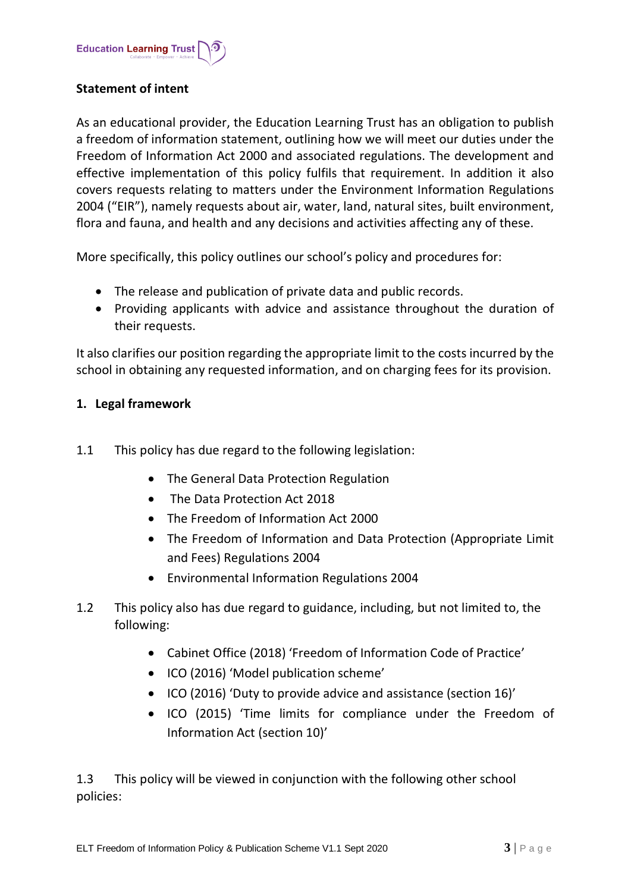**Statement of intent**

As an educational provider, the Education Learning Trust has an obligation to publish a freedom of information statement, outlining how we will meet our duties under the Freedom of Information Act 2000 and associated regulations. The development and effective implementation of this policy fulfils that requirement. In addition it also covers requests relating to matters under the Environment Information Regulations 2004 ("EIR"), namely requests about air, water, land, natural sites, built environment, flora and fauna, and health and any decisions and activities affecting any of these.

More specifically, this policy outlines our school's policy and procedures for:

- The release and publication of private data and public records.
- Providing applicants with advice and assistance throughout the duration of their requests.

It also clarifies our position regarding the appropriate limit to the costs incurred by the school in obtaining any requested information, and on charging fees for its provision.

## 1. Legal framework

1.1 This policy has due regard to the following legislation:

- The General Data Protection Regulation
- The Data Protection Act 2018
- The Freedom of Information Act 2000
- The Freedom of Information and Data Protection (Appropriate Limit and Fees) Regulations 2004
- Environmental Information Regulations 2004

1.2 This policy also has due regard to guidance, including, but not limited to, the following:

- Cabinet Office (2018) 'Freedom of Information Code of Practice'
- ICO (2016) 'Model publication scheme'
- ICO (2016) 'Duty to provide advice and assistance (section 16)'
- ICO (2015) 'Time limits for compliance under the Freedom of Information Act (section 10)'

1.3 This policy will be viewed in conjunction with the following other school policies: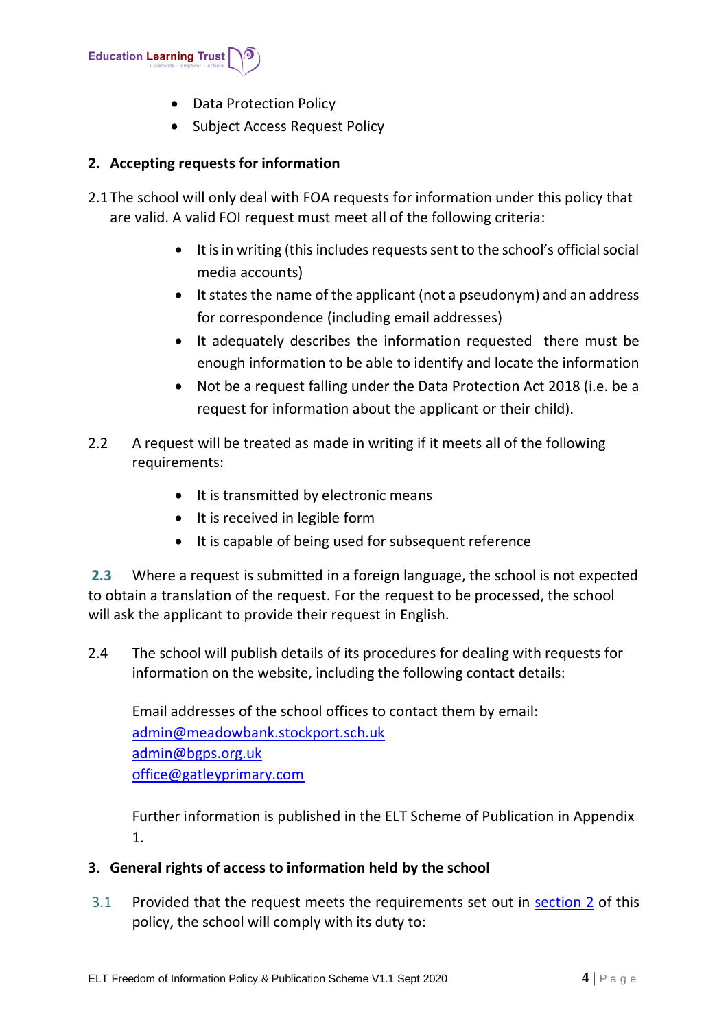- Data Protection Policy
- Subject Access Request Policy

## 2. Accepting requests for information

2.1 The school will only deal with FOA requests for information under this policy that are valid. A valid FOI request must meet all of the following criteria:

- It is in writing (this includes requests sent to the school's official social media accounts)
- It states the name of the applicant (not a pseudonym) and an address for correspondence (including email addresses)
- It adequately describes the information requested there must be enough information to be able to identify and locate the information
- Not be a request falling under the Data Protection Act 2018 (i.e. be a request for information about the applicant or their child).

2.2 A request will be treated as made in writing if it meets all of the following requirements:

- It is transmitted by electronic means
- It is received in legible form
- It is capable of being used for subsequent reference

**2.3** Where a request is submitted in a foreign language, the school is not expected to obtain a translation of the request. For the request to be processed, the school will ask the applicant to provide their request in English.

2.4 The school will publish details of its procedures for dealing with requests for information on the website, including the following contact details:

Email addresses of the school offices to contact them by email:
admin@meadowbank.stockport.sch.uk
admin@bgps.org.uk
office@gatleyprimary.com

Further information is published in the ELT Scheme of Publication in Appendix 1.

## 3. General rights of access to information held by the school

3.1 Provided that the request meets the requirements set out in section 2 of this policy, the school will comply with its duty to: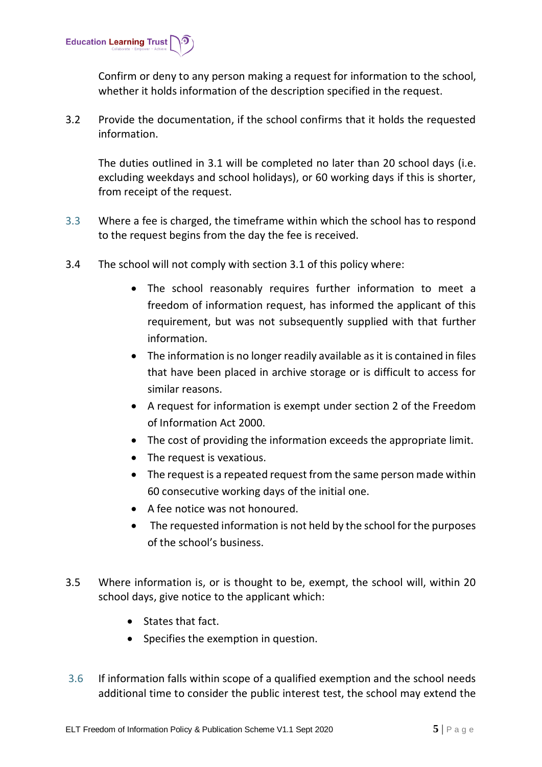Confirm or deny to any person making a request for information to the school, whether it holds information of the description specified in the request.

3.2 Provide the documentation, if the school confirms that it holds the requested information.

The duties outlined in 3.1 will be completed no later than 20 school days (i.e. excluding weekdays and school holidays), or 60 working days if this is shorter, from receipt of the request.

3.3 Where a fee is charged, the timeframe within which the school has to respond to the request begins from the day the fee is received.

3.4 The school will not comply with section 3.1 of this policy where:

- The school reasonably requires further information to meet a freedom of information request, has informed the applicant of this requirement, but was not subsequently supplied with that further information.
- The information is no longer readily available as it is contained in files that have been placed in archive storage or is difficult to access for similar reasons.
- A request for information is exempt under section 2 of the Freedom of Information Act 2000.
- The cost of providing the information exceeds the appropriate limit.
- The request is vexatious.
- The request is a repeated request from the same person made within 60 consecutive working days of the initial one.
- A fee notice was not honoured.
- The requested information is not held by the school for the purposes of the school's business.

3.5 Where information is, or is thought to be, exempt, the school will, within 20 school days, give notice to the applicant which:

- States that fact.
- Specifies the exemption in question.

3.6 If information falls within scope of a qualified exemption and the school needs additional time to consider the public interest test, the school may extend the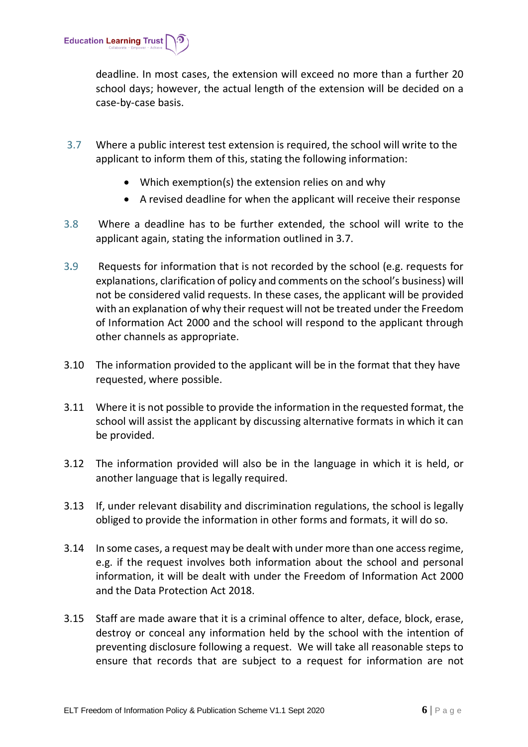deadline. In most cases, the extension will exceed no more than a further 20 school days; however, the actual length of the extension will be decided on a case-by-case basis.

3.7 Where a public interest test extension is required, the school will write to the applicant to inform them of this, stating the following information:

- Which exemption(s) the extension relies on and why
- A revised deadline for when the applicant will receive their response

3.8 Where a deadline has to be further extended, the school will write to the applicant again, stating the information outlined in 3.7.

3.9 Requests for information that is not recorded by the school (e.g. requests for explanations, clarification of policy and comments on the school's business) will not be considered valid requests. In these cases, the applicant will be provided with an explanation of why their request will not be treated under the Freedom of Information Act 2000 and the school will respond to the applicant through other channels as appropriate.

3.10 The information provided to the applicant will be in the format that they have requested, where possible.

3.11 Where it is not possible to provide the information in the requested format, the school will assist the applicant by discussing alternative formats in which it can be provided.

3.12 The information provided will also be in the language in which it is held, or another language that is legally required.

3.13 If, under relevant disability and discrimination regulations, the school is legally obliged to provide the information in other forms and formats, it will do so.

3.14 In some cases, a request may be dealt with under more than one access regime, e.g. if the request involves both information about the school and personal information, it will be dealt with under the Freedom of Information Act 2000 and the Data Protection Act 2018.

3.15 Staff are made aware that it is a criminal offence to alter, deface, block, erase, destroy or conceal any information held by the school with the intention of preventing disclosure following a request. We will take all reasonable steps to ensure that records that are subject to a request for information are not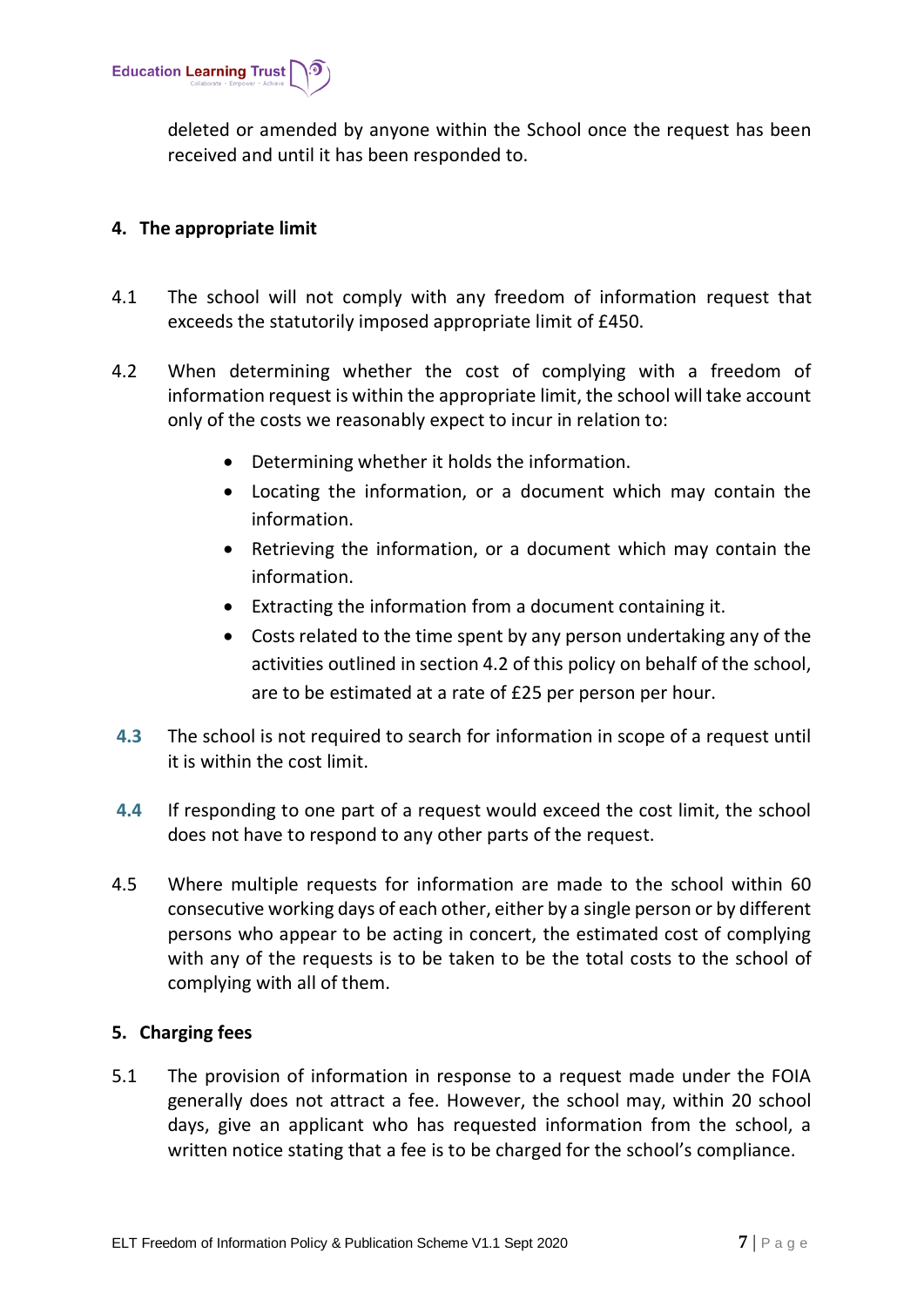deleted or amended by anyone within the School once the request has been received and until it has been responded to.

## 4. The appropriate limit

4.1 The school will not comply with any freedom of information request that exceeds the statutorily imposed appropriate limit of £450.

4.2 When determining whether the cost of complying with a freedom of information request is within the appropriate limit, the school will take account only of the costs we reasonably expect to incur in relation to:

- Determining whether it holds the information.
- Locating the information, or a document which may contain the information.
- Retrieving the information, or a document which may contain the information.
- Extracting the information from a document containing it.
- Costs related to the time spent by any person undertaking any of the activities outlined in section 4.2 of this policy on behalf of the school, are to be estimated at a rate of £25 per person per hour.

4.3 The school is not required to search for information in scope of a request until it is within the cost limit.

4.4 If responding to one part of a request would exceed the cost limit, the school does not have to respond to any other parts of the request.

4.5 Where multiple requests for information are made to the school within 60 consecutive working days of each other, either by a single person or by different persons who appear to be acting in concert, the estimated cost of complying with any of the requests is to be taken to be the total costs to the school of complying with all of them.

## 5. Charging fees

5.1 The provision of information in response to a request made under the FOIA generally does not attract a fee. However, the school may, within 20 school days, give an applicant who has requested information from the school, a written notice stating that a fee is to be charged for the school's compliance.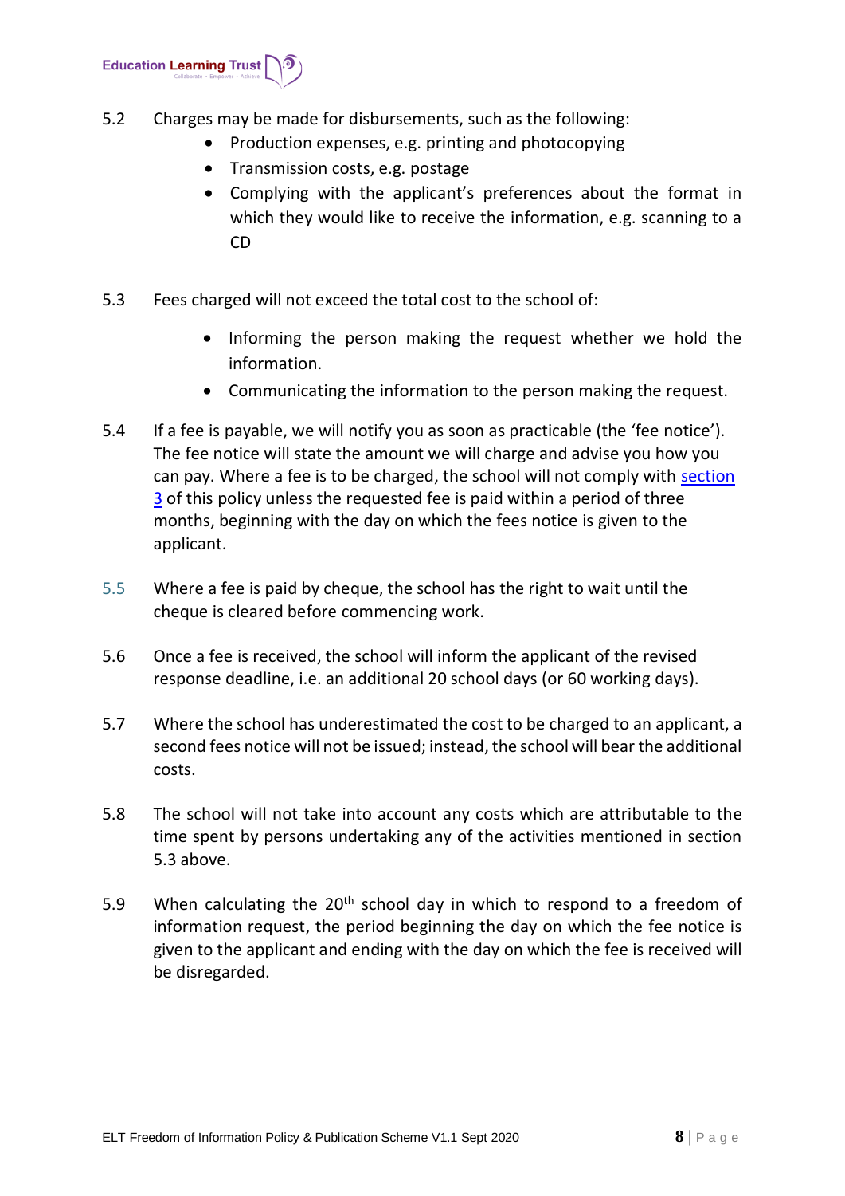5.2 Charges may be made for disbursements, such as the following:

- Production expenses, e.g. printing and photocopying
- Transmission costs, e.g. postage
- Complying with the applicant's preferences about the format in which they would like to receive the information, e.g. scanning to a CD

5.3 Fees charged will not exceed the total cost to the school of:

- Informing the person making the request whether we hold the information.
- Communicating the information to the person making the request.

5.4 If a fee is payable, we will notify you as soon as practicable (the 'fee notice'). The fee notice will state the amount we will charge and advise you how you can pay. Where a fee is to be charged, the school will not comply with section 3 of this policy unless the requested fee is paid within a period of three months, beginning with the day on which the fees notice is given to the applicant.

5.5 Where a fee is paid by cheque, the school has the right to wait until the cheque is cleared before commencing work.

5.6 Once a fee is received, the school will inform the applicant of the revised response deadline, i.e. an additional 20 school days (or 60 working days).

5.7 Where the school has underestimated the cost to be charged to an applicant, a second fees notice will not be issued; instead, the school will bear the additional costs.

5.8 The school will not take into account any costs which are attributable to the time spent by persons undertaking any of the activities mentioned in section 5.3 above.

5.9 When calculating the 20th school day in which to respond to a freedom of information request, the period beginning the day on which the fee notice is given to the applicant and ending with the day on which the fee is received will be disregarded.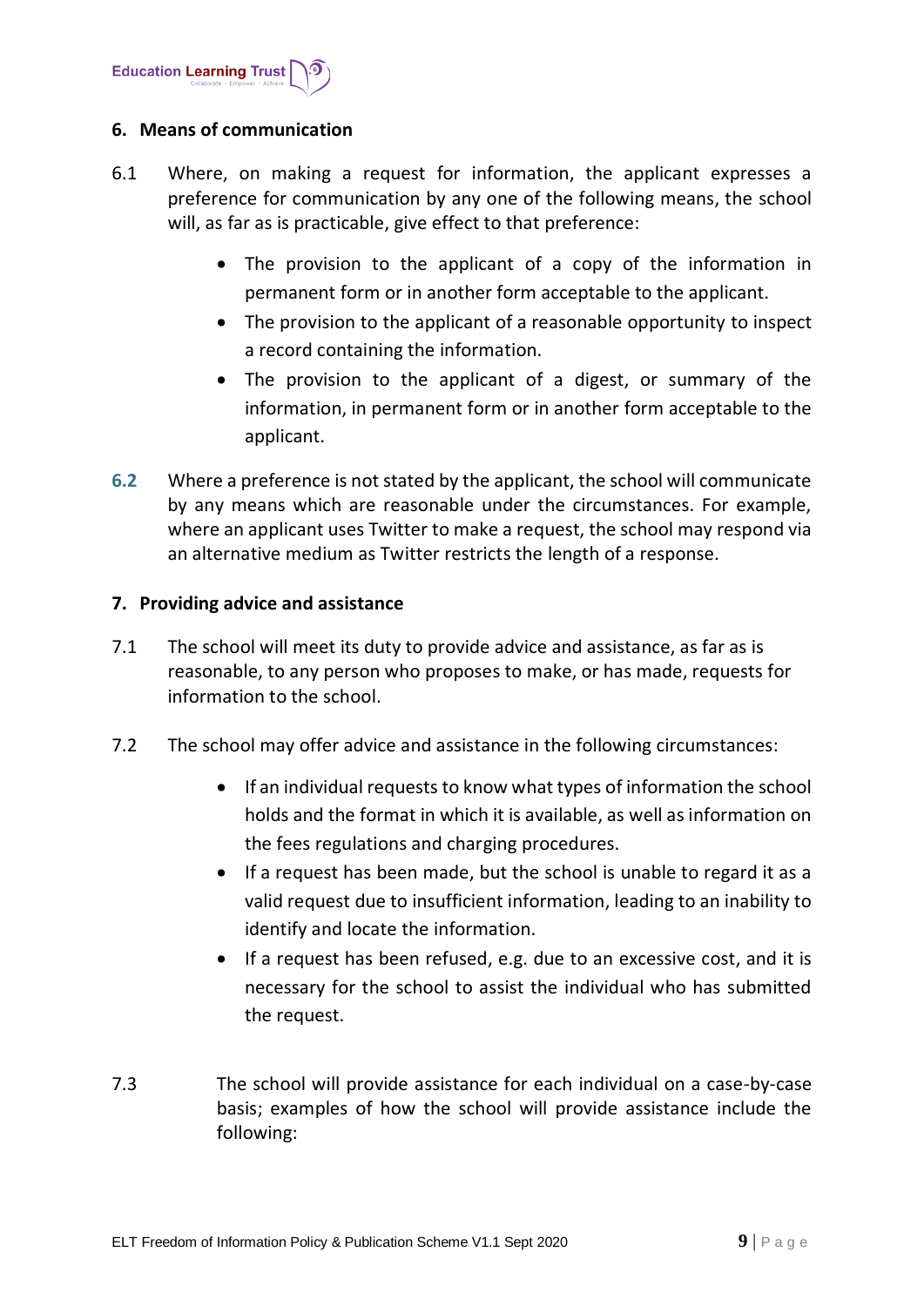## 6. Means of communication

6.1 Where, on making a request for information, the applicant expresses a preference for communication by any one of the following means, the school will, as far as is practicable, give effect to that preference:

- The provision to the applicant of a copy of the information in permanent form or in another form acceptable to the applicant.
- The provision to the applicant of a reasonable opportunity to inspect a record containing the information.
- The provision to the applicant of a digest, or summary of the information, in permanent form or in another form acceptable to the applicant.

6.2 Where a preference is not stated by the applicant, the school will communicate by any means which are reasonable under the circumstances. For example, where an applicant uses Twitter to make a request, the school may respond via an alternative medium as Twitter restricts the length of a response.

## 7. Providing advice and assistance

7.1 The school will meet its duty to provide advice and assistance, as far as is reasonable, to any person who proposes to make, or has made, requests for information to the school.

7.2 The school may offer advice and assistance in the following circumstances:

- If an individual requests to know what types of information the school holds and the format in which it is available, as well as information on the fees regulations and charging procedures.
- If a request has been made, but the school is unable to regard it as a valid request due to insufficient information, leading to an inability to identify and locate the information.
- If a request has been refused, e.g. due to an excessive cost, and it is necessary for the school to assist the individual who has submitted the request.

7.3 The school will provide assistance for each individual on a case-by-case basis; examples of how the school will provide assistance include the following: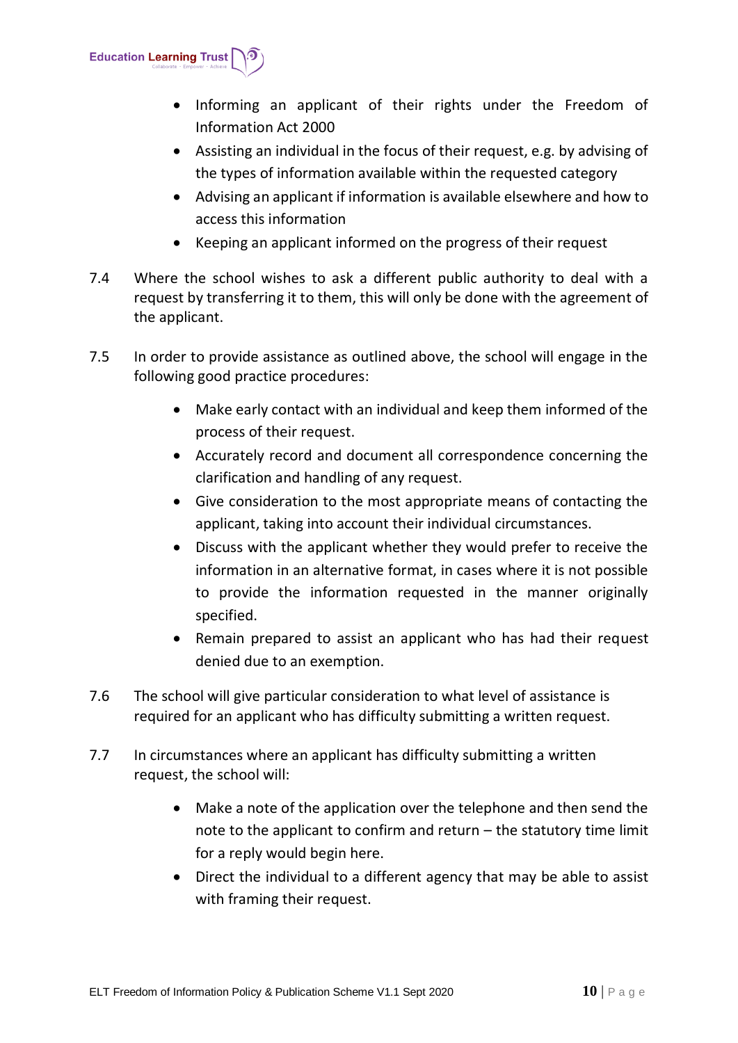- Informing an applicant of their rights under the Freedom of Information Act 2000
- Assisting an individual in the focus of their request, e.g. by advising of the types of information available within the requested category
- Advising an applicant if information is available elsewhere and how to access this information
- Keeping an applicant informed on the progress of their request

7.4 Where the school wishes to ask a different public authority to deal with a request by transferring it to them, this will only be done with the agreement of the applicant.

7.5 In order to provide assistance as outlined above, the school will engage in the following good practice procedures:

- Make early contact with an individual and keep them informed of the process of their request.
- Accurately record and document all correspondence concerning the clarification and handling of any request.
- Give consideration to the most appropriate means of contacting the applicant, taking into account their individual circumstances.
- Discuss with the applicant whether they would prefer to receive the information in an alternative format, in cases where it is not possible to provide the information requested in the manner originally specified.
- Remain prepared to assist an applicant who has had their request denied due to an exemption.

7.6 The school will give particular consideration to what level of assistance is required for an applicant who has difficulty submitting a written request.

7.7 In circumstances where an applicant has difficulty submitting a written request, the school will:

- Make a note of the application over the telephone and then send the note to the applicant to confirm and return – the statutory time limit for a reply would begin here.
- Direct the individual to a different agency that may be able to assist with framing their request.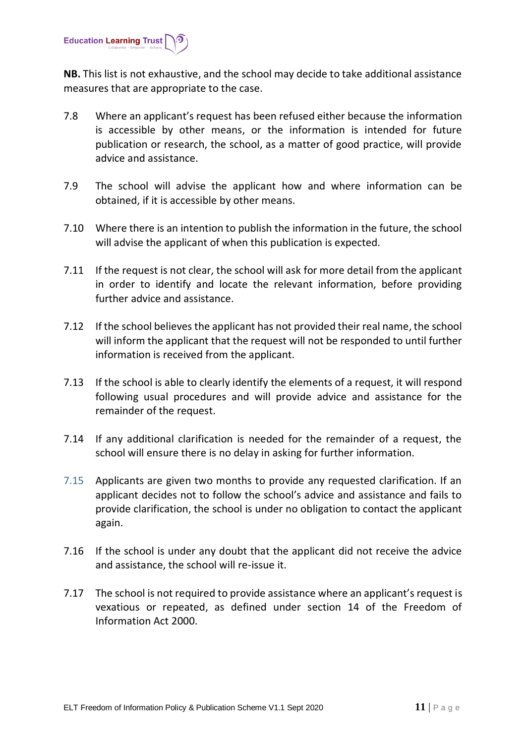**NB.** This list is not exhaustive, and the school may decide to take additional assistance measures that are appropriate to the case.

7.8 Where an applicant's request has been refused either because the information is accessible by other means, or the information is intended for future publication or research, the school, as a matter of good practice, will provide advice and assistance.

7.9 The school will advise the applicant how and where information can be obtained, if it is accessible by other means.

7.10 Where there is an intention to publish the information in the future, the school will advise the applicant of when this publication is expected.

7.11 If the request is not clear, the school will ask for more detail from the applicant in order to identify and locate the relevant information, before providing further advice and assistance.

7.12 If the school believes the applicant has not provided their real name, the school will inform the applicant that the request will not be responded to until further information is received from the applicant.

7.13 If the school is able to clearly identify the elements of a request, it will respond following usual procedures and will provide advice and assistance for the remainder of the request.

7.14 If any additional clarification is needed for the remainder of a request, the school will ensure there is no delay in asking for further information.

7.15 Applicants are given two months to provide any requested clarification. If an applicant decides not to follow the school's advice and assistance and fails to provide clarification, the school is under no obligation to contact the applicant again.

7.16 If the school is under any doubt that the applicant did not receive the advice and assistance, the school will re-issue it.

7.17 The school is not required to provide assistance where an applicant's request is vexatious or repeated, as defined under section 14 of the Freedom of Information Act 2000.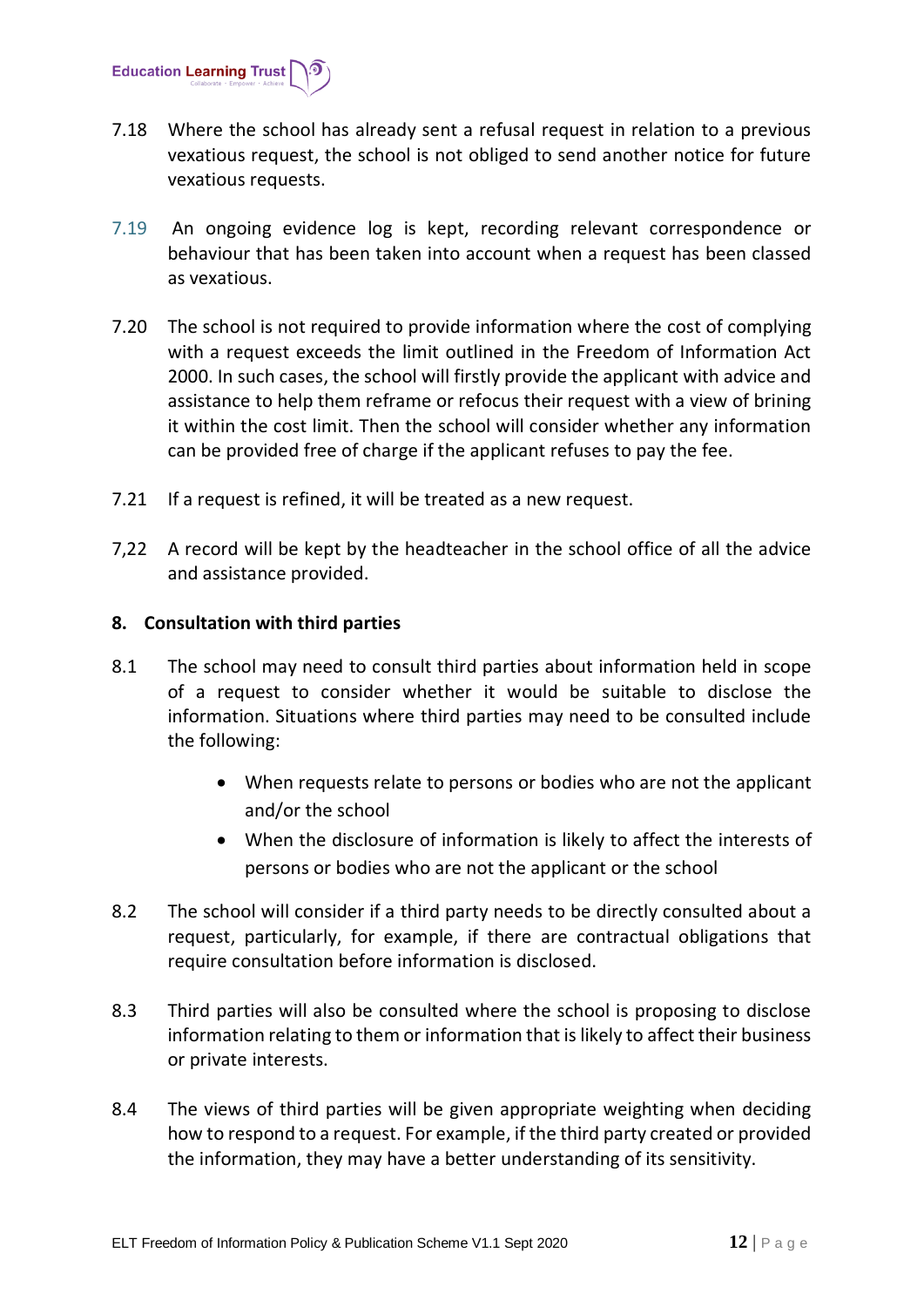7.18 Where the school has already sent a refusal request in relation to a previous vexatious request, the school is not obliged to send another notice for future vexatious requests.

7.19 An ongoing evidence log is kept, recording relevant correspondence or behaviour that has been taken into account when a request has been classed as vexatious.

7.20 The school is not required to provide information where the cost of complying with a request exceeds the limit outlined in the Freedom of Information Act 2000. In such cases, the school will firstly provide the applicant with advice and assistance to help them reframe or refocus their request with a view of brining it within the cost limit. Then the school will consider whether any information can be provided free of charge if the applicant refuses to pay the fee.

7.21 If a request is refined, it will be treated as a new request.

7,22 A record will be kept by the headteacher in the school office of all the advice and assistance provided.

**8. Consultation with third parties**

8.1 The school may need to consult third parties about information held in scope of a request to consider whether it would be suitable to disclose the information. Situations where third parties may need to be consulted include the following:

- When requests relate to persons or bodies who are not the applicant and/or the school
- When the disclosure of information is likely to affect the interests of persons or bodies who are not the applicant or the school

8.2 The school will consider if a third party needs to be directly consulted about a request, particularly, for example, if there are contractual obligations that require consultation before information is disclosed.

8.3 Third parties will also be consulted where the school is proposing to disclose information relating to them or information that is likely to affect their business or private interests.

8.4 The views of third parties will be given appropriate weighting when deciding how to respond to a request. For example, if the third party created or provided the information, they may have a better understanding of its sensitivity.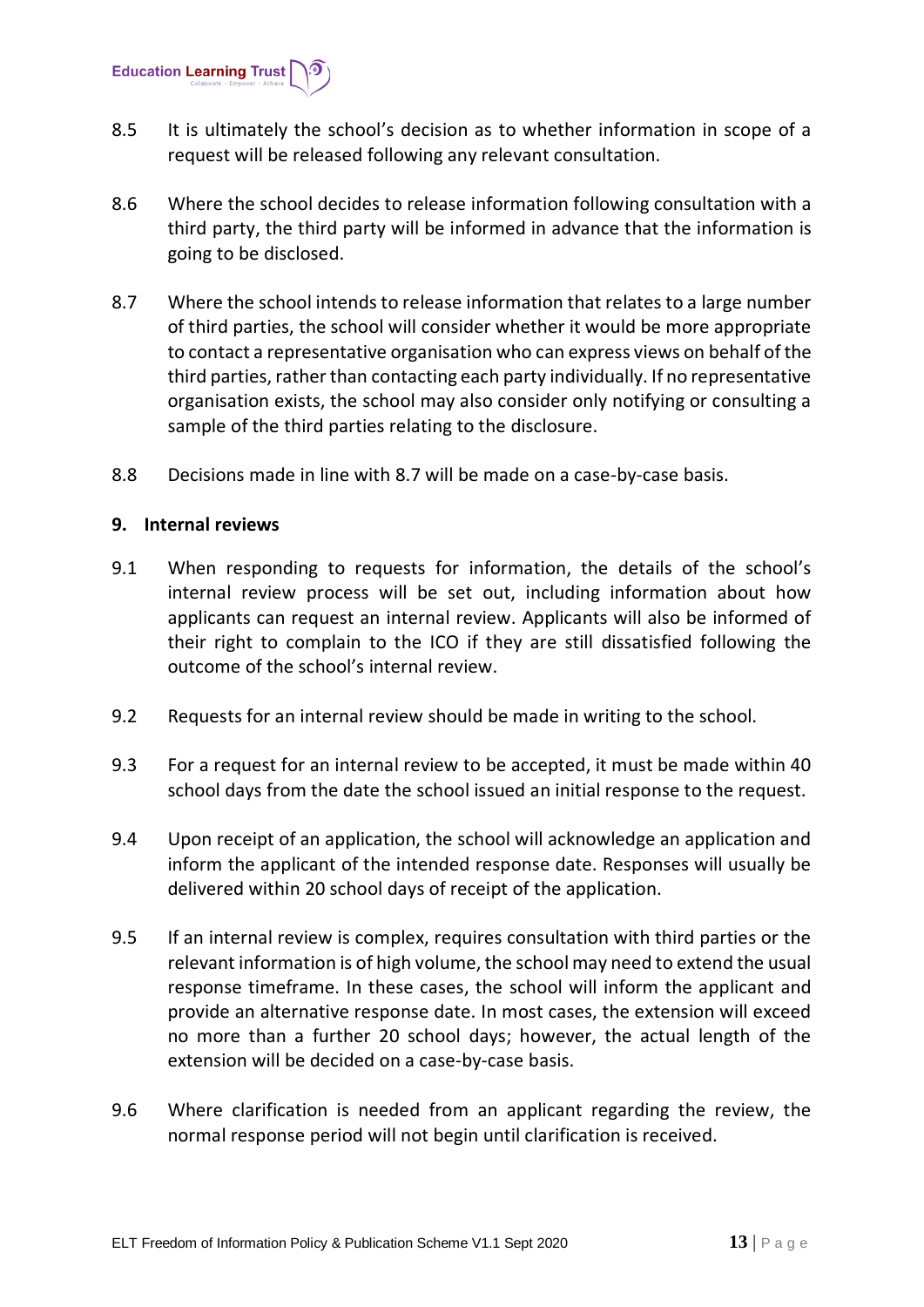8.5 It is ultimately the school's decision as to whether information in scope of a request will be released following any relevant consultation.

8.6 Where the school decides to release information following consultation with a third party, the third party will be informed in advance that the information is going to be disclosed.

8.7 Where the school intends to release information that relates to a large number of third parties, the school will consider whether it would be more appropriate to contact a representative organisation who can express views on behalf of the third parties, rather than contacting each party individually. If no representative organisation exists, the school may also consider only notifying or consulting a sample of the third parties relating to the disclosure.

8.8 Decisions made in line with 8.7 will be made on a case-by-case basis.

## 9. Internal reviews

9.1 When responding to requests for information, the details of the school's internal review process will be set out, including information about how applicants can request an internal review. Applicants will also be informed of their right to complain to the ICO if they are still dissatisfied following the outcome of the school's internal review.

9.2 Requests for an internal review should be made in writing to the school.

9.3 For a request for an internal review to be accepted, it must be made within 40 school days from the date the school issued an initial response to the request.

9.4 Upon receipt of an application, the school will acknowledge an application and inform the applicant of the intended response date. Responses will usually be delivered within 20 school days of receipt of the application.

9.5 If an internal review is complex, requires consultation with third parties or the relevant information is of high volume, the school may need to extend the usual response timeframe. In these cases, the school will inform the applicant and provide an alternative response date. In most cases, the extension will exceed no more than a further 20 school days; however, the actual length of the extension will be decided on a case-by-case basis.

9.6 Where clarification is needed from an applicant regarding the review, the normal response period will not begin until clarification is received.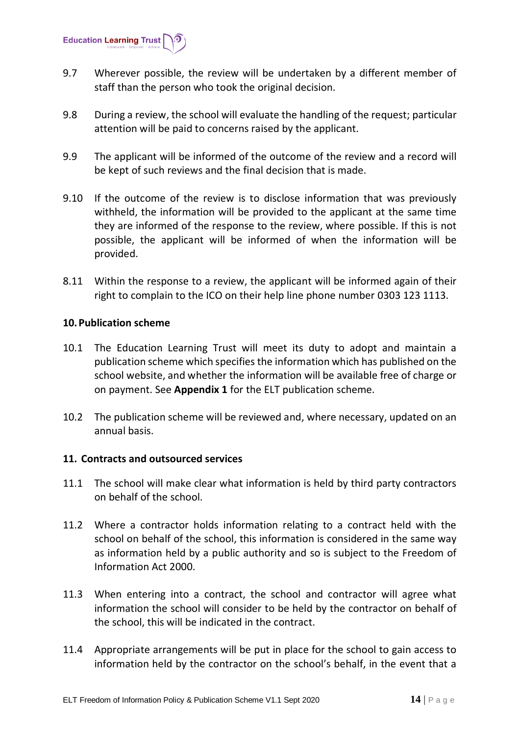9.7 Wherever possible, the review will be undertaken by a different member of staff than the person who took the original decision.

9.8 During a review, the school will evaluate the handling of the request; particular attention will be paid to concerns raised by the applicant.

9.9 The applicant will be informed of the outcome of the review and a record will be kept of such reviews and the final decision that is made.

9.10 If the outcome of the review is to disclose information that was previously withheld, the information will be provided to the applicant at the same time they are informed of the response to the review, where possible. If this is not possible, the applicant will be informed of when the information will be provided.

8.11 Within the response to a review, the applicant will be informed again of their right to complain to the ICO on their help line phone number 0303 123 1113.

**10. Publication scheme**

10.1 The Education Learning Trust will meet its duty to adopt and maintain a publication scheme which specifies the information which has published on the school website, and whether the information will be available free of charge or on payment. See **Appendix 1** for the ELT publication scheme.

10.2 The publication scheme will be reviewed and, where necessary, updated on an annual basis.

**11. Contracts and outsourced services**

11.1 The school will make clear what information is held by third party contractors on behalf of the school.

11.2 Where a contractor holds information relating to a contract held with the school on behalf of the school, this information is considered in the same way as information held by a public authority and so is subject to the Freedom of Information Act 2000.

11.3 When entering into a contract, the school and contractor will agree what information the school will consider to be held by the contractor on behalf of the school, this will be indicated in the contract.

11.4 Appropriate arrangements will be put in place for the school to gain access to information held by the contractor on the school's behalf, in the event that a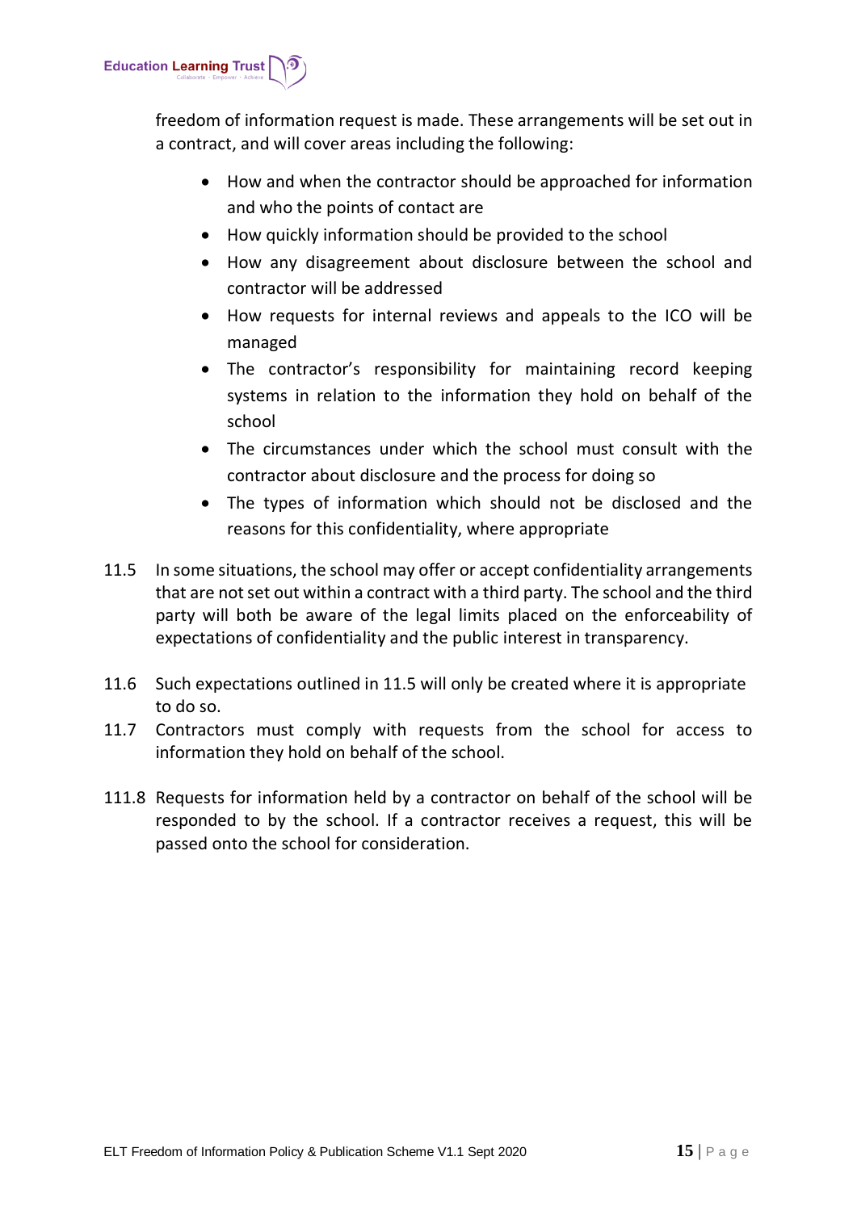freedom of information request is made. These arrangements will be set out in a contract, and will cover areas including the following:

- How and when the contractor should be approached for information and who the points of contact are
- How quickly information should be provided to the school
- How any disagreement about disclosure between the school and contractor will be addressed
- How requests for internal reviews and appeals to the ICO will be managed
- The contractor's responsibility for maintaining record keeping systems in relation to the information they hold on behalf of the school
- The circumstances under which the school must consult with the contractor about disclosure and the process for doing so
- The types of information which should not be disclosed and the reasons for this confidentiality, where appropriate

11.5 In some situations, the school may offer or accept confidentiality arrangements that are not set out within a contract with a third party. The school and the third party will both be aware of the legal limits placed on the enforceability of expectations of confidentiality and the public interest in transparency.

11.6 Such expectations outlined in 11.5 will only be created where it is appropriate to do so.

11.7 Contractors must comply with requests from the school for access to information they hold on behalf of the school.

111.8 Requests for information held by a contractor on behalf of the school will be responded to by the school. If a contractor receives a request, this will be passed onto the school for consideration.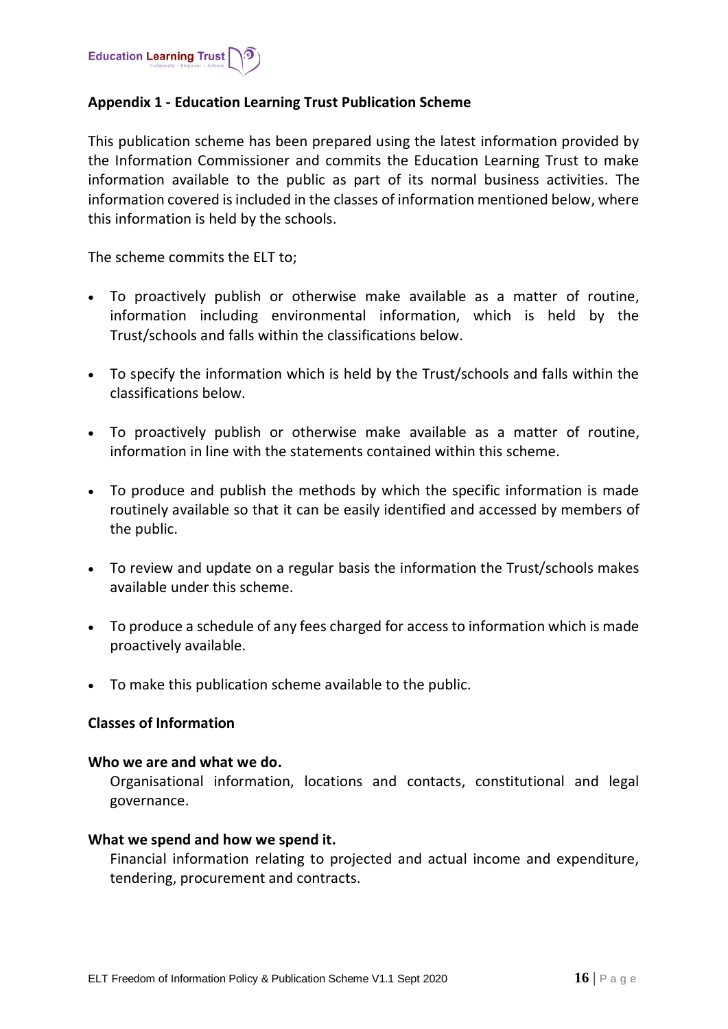## Appendix 1 - Education Learning Trust Publication Scheme

This publication scheme has been prepared using the latest information provided by the Information Commissioner and commits the Education Learning Trust to make information available to the public as part of its normal business activities. The information covered is included in the classes of information mentioned below, where this information is held by the schools.

The scheme commits the ELT to;

- To proactively publish or otherwise make available as a matter of routine, information including environmental information, which is held by the Trust/schools and falls within the classifications below.
- To specify the information which is held by the Trust/schools and falls within the classifications below.
- To proactively publish or otherwise make available as a matter of routine, information in line with the statements contained within this scheme.
- To produce and publish the methods by which the specific information is made routinely available so that it can be easily identified and accessed by members of the public.
- To review and update on a regular basis the information the Trust/schools makes available under this scheme.
- To produce a schedule of any fees charged for access to information which is made proactively available.
- To make this publication scheme available to the public.

### Classes of Information

**Who we are and what we do.**

Organisational information, locations and contacts, constitutional and legal governance.

**What we spend and how we spend it.**

Financial information relating to projected and actual income and expenditure, tendering, procurement and contracts.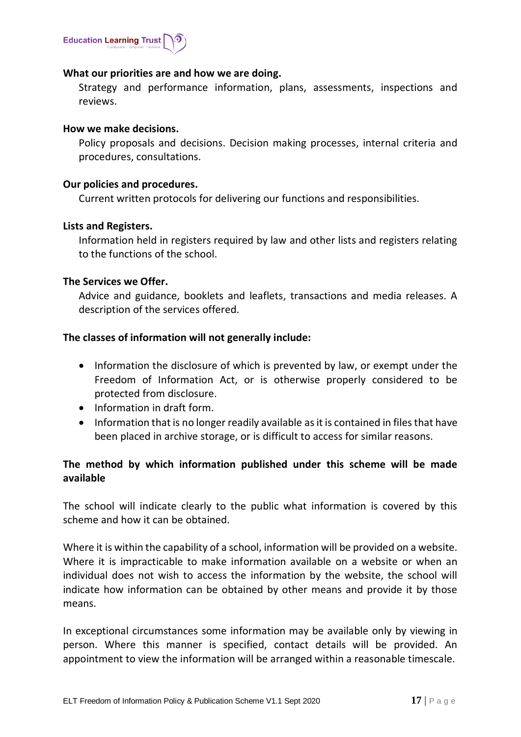**What our priorities are and how we are doing.**

Strategy and performance information, plans, assessments, inspections and reviews.

**How we make decisions.**

Policy proposals and decisions. Decision making processes, internal criteria and procedures, consultations.

**Our policies and procedures.**

Current written protocols for delivering our functions and responsibilities.

**Lists and Registers.**

Information held in registers required by law and other lists and registers relating to the functions of the school.

**The Services we Offer.**

Advice and guidance, booklets and leaflets, transactions and media releases. A description of the services offered.

**The classes of information will not generally include:**

- Information the disclosure of which is prevented by law, or exempt under the Freedom of Information Act, or is otherwise properly considered to be protected from disclosure.
- Information in draft form.
- Information that is no longer readily available as it is contained in files that have been placed in archive storage, or is difficult to access for similar reasons.

**The method by which information published under this scheme will be made available**

The school will indicate clearly to the public what information is covered by this scheme and how it can be obtained.

Where it is within the capability of a school, information will be provided on a website. Where it is impracticable to make information available on a website or when an individual does not wish to access the information by the website, the school will indicate how information can be obtained by other means and provide it by those means.

In exceptional circumstances some information may be available only by viewing in person. Where this manner is specified, contact details will be provided. An appointment to view the information will be arranged within a reasonable timescale.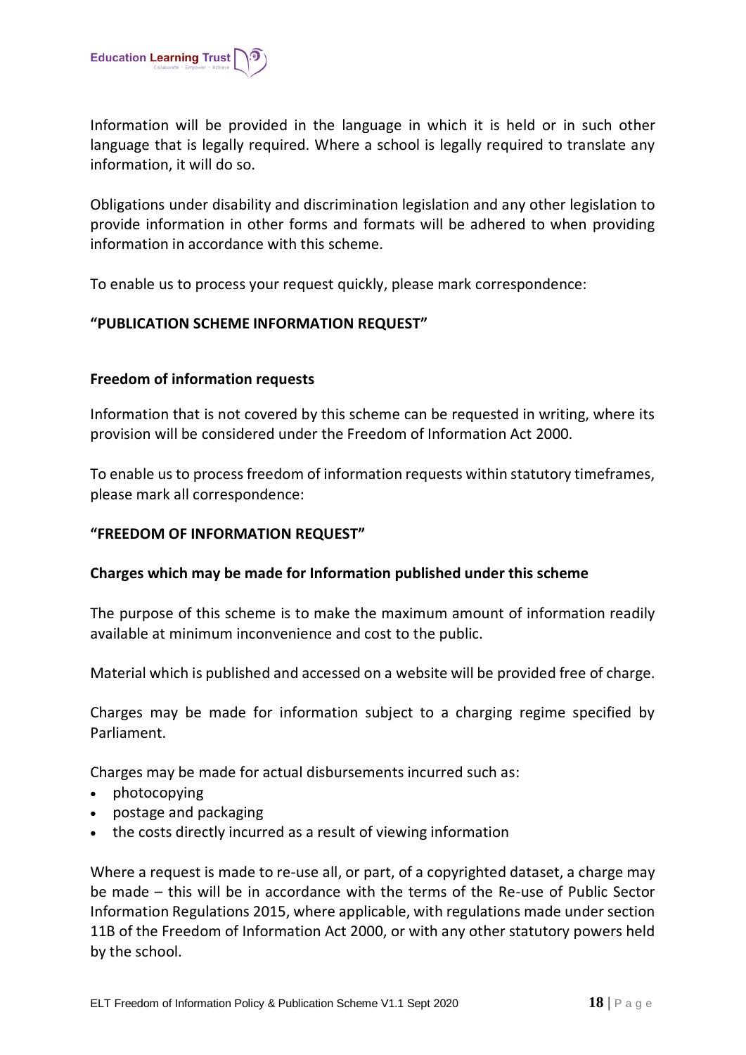Information will be provided in the language in which it is held or in such other language that is legally required. Where a school is legally required to translate any information, it will do so.

Obligations under disability and discrimination legislation and any other legislation to provide information in other forms and formats will be adhered to when providing information in accordance with this scheme.

To enable us to process your request quickly, please mark correspondence:

**"PUBLICATION SCHEME INFORMATION REQUEST"**

### Freedom of information requests

Information that is not covered by this scheme can be requested in writing, where its provision will be considered under the Freedom of Information Act 2000.

To enable us to process freedom of information requests within statutory timeframes, please mark all correspondence:

**"FREEDOM OF INFORMATION REQUEST"**

### Charges which may be made for Information published under this scheme

The purpose of this scheme is to make the maximum amount of information readily available at minimum inconvenience and cost to the public.

Material which is published and accessed on a website will be provided free of charge.

Charges may be made for information subject to a charging regime specified by Parliament.

Charges may be made for actual disbursements incurred such as:

- photocopying
- postage and packaging
- the costs directly incurred as a result of viewing information

Where a request is made to re-use all, or part, of a copyrighted dataset, a charge may be made – this will be in accordance with the terms of the Re-use of Public Sector Information Regulations 2015, where applicable, with regulations made under section 11B of the Freedom of Information Act 2000, or with any other statutory powers held by the school.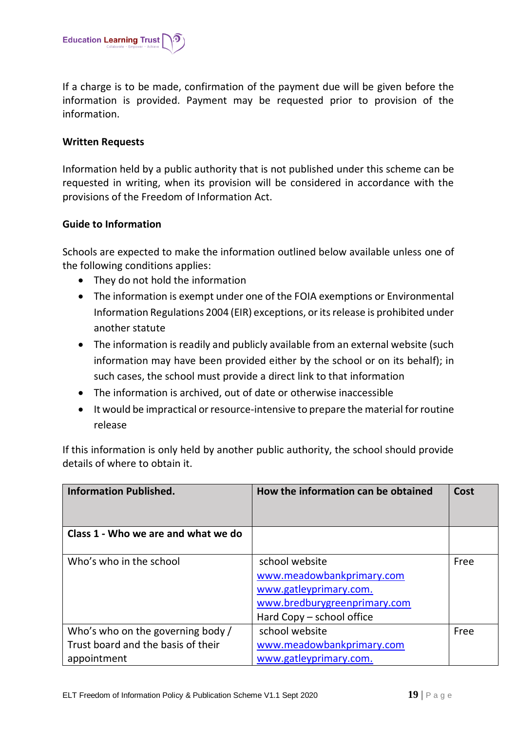If a charge is to be made, confirmation of the payment due will be given before the information is provided. Payment may be requested prior to provision of the information.

**Written Requests**

Information held by a public authority that is not published under this scheme can be requested in writing, when its provision will be considered in accordance with the provisions of the Freedom of Information Act.

**Guide to Information**

Schools are expected to make the information outlined below available unless one of the following conditions applies:

- They do not hold the information
- The information is exempt under one of the FOIA exemptions or Environmental Information Regulations 2004 (EIR) exceptions, or its release is prohibited under another statute
- The information is readily and publicly available from an external website (such information may have been provided either by the school or on its behalf); in such cases, the school must provide a direct link to that information
- The information is archived, out of date or otherwise inaccessible
- It would be impractical or resource-intensive to prepare the material for routine release

If this information is only held by another public authority, the school should provide details of where to obtain it.

| **Information Published.** | **How the information can be obtained** | **Cost** |
|---|---|---|
| **Class 1 - Who we are and what we do** | | |
| Who's who in the school | school website<br>www.meadowbankprimary.com<br>www.gatleyprimary.com.<br>www.bredburygreenprimary.com<br>Hard Copy – school office | Free |
| Who's who on the governing body / Trust board and the basis of their appointment | school website<br>www.meadowbankprimary.com<br>www.gatleyprimary.com. | Free |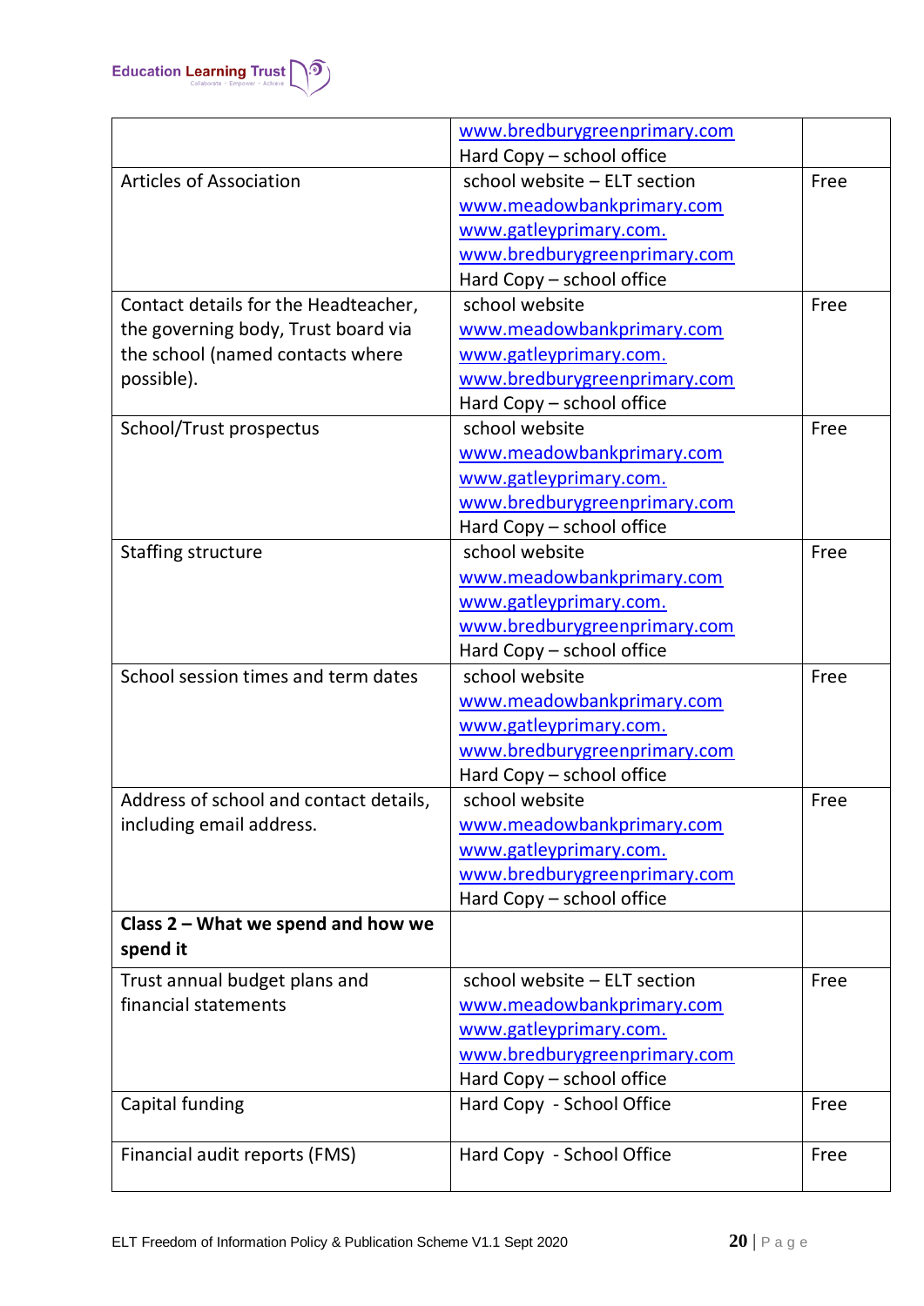| | | |
|---|---|---|
| | www.bredburygreenprimary.com<br>Hard Copy – school office | |
| Articles of Association | school website – ELT section<br>www.meadowbankprimary.com<br>www.gatleyprimary.com.<br>www.bredburygreenprimary.com<br>Hard Copy – school office | Free |
| Contact details for the Headteacher, the governing body, Trust board via the school (named contacts where possible). | school website<br>www.meadowbankprimary.com<br>www.gatleyprimary.com.<br>www.bredburygreenprimary.com<br>Hard Copy – school office | Free |
| School/Trust prospectus | school website<br>www.meadowbankprimary.com<br>www.gatleyprimary.com.<br>www.bredburygreenprimary.com<br>Hard Copy – school office | Free |
| Staffing structure | school website<br>www.meadowbankprimary.com<br>www.gatleyprimary.com.<br>www.bredburygreenprimary.com<br>Hard Copy – school office | Free |
| School session times and term dates | school website<br>www.meadowbankprimary.com<br>www.gatleyprimary.com.<br>www.bredburygreenprimary.com<br>Hard Copy – school office | Free |
| Address of school and contact details, including email address. | school website<br>www.meadowbankprimary.com<br>www.gatleyprimary.com.<br>www.bredburygreenprimary.com<br>Hard Copy – school office | Free |
| **Class 2 – What we spend and how we spend it** | | |
| Trust annual budget plans and financial statements | school website – ELT section<br>www.meadowbankprimary.com<br>www.gatleyprimary.com.<br>www.bredburygreenprimary.com<br>Hard Copy – school office | Free |
| Capital funding | Hard Copy - School Office | Free |
| Financial audit reports (FMS) | Hard Copy - School Office | Free |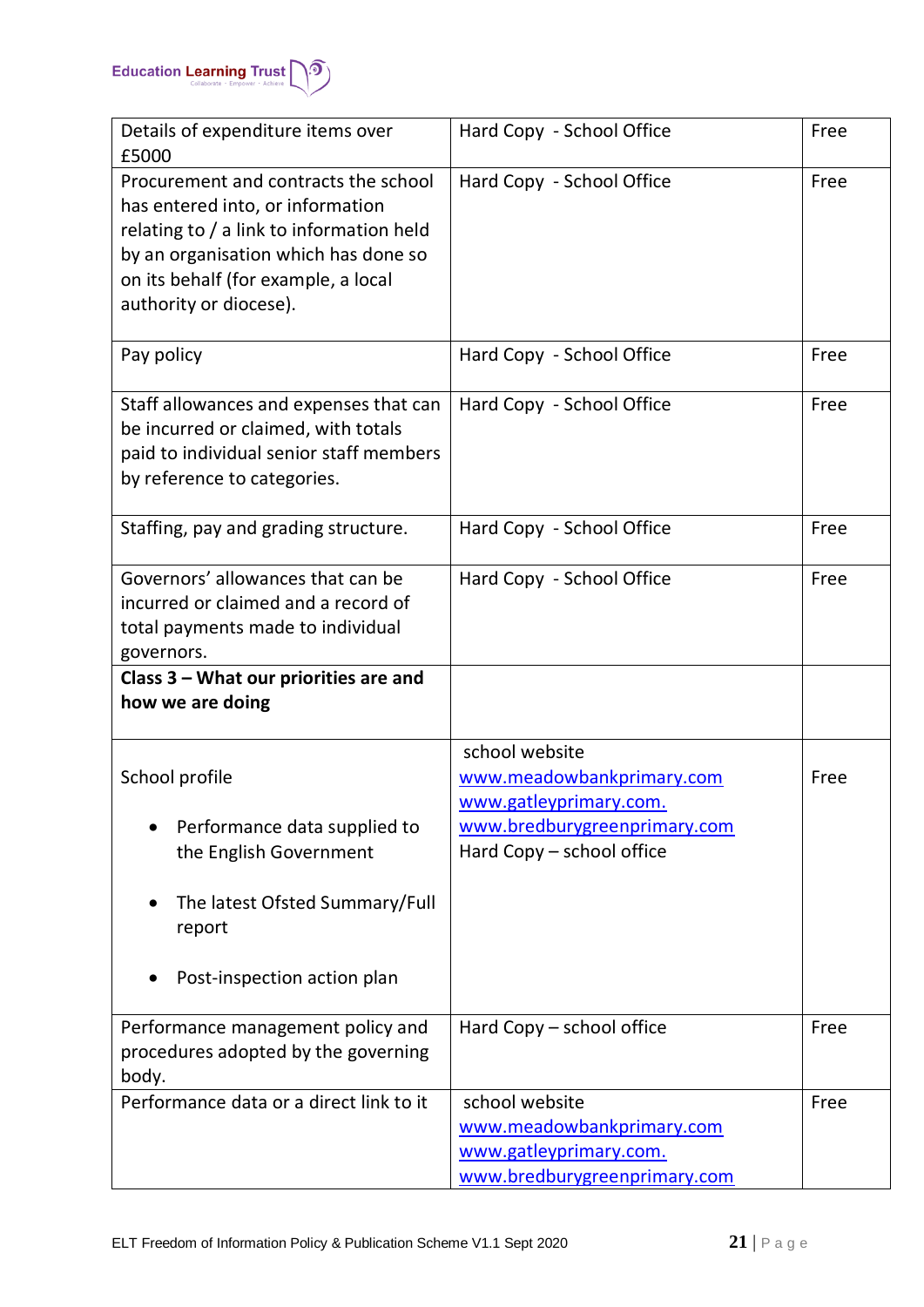| Details of expenditure items over £5000 | Hard Copy - School Office | Free |
|---|---|---|
| Procurement and contracts the school has entered into, or information relating to / a link to information held by an organisation which has done so on its behalf (for example, a local authority or diocese). | Hard Copy - School Office | Free |
| Pay policy | Hard Copy - School Office | Free |
| Staff allowances and expenses that can be incurred or claimed, with totals paid to individual senior staff members by reference to categories. | Hard Copy - School Office | Free |
| Staffing, pay and grading structure. | Hard Copy - School Office | Free |
| Governors' allowances that can be incurred or claimed and a record of total payments made to individual governors. | Hard Copy - School Office | Free |
| **Class 3 – What our priorities are and how we are doing** | | |
| School profile<br>• Performance data supplied to the English Government<br>• The latest Ofsted Summary/Full report<br>• Post-inspection action plan | school website<br>www.meadowbankprimary.com<br>www.gatleyprimary.com.<br>www.bredburygreenprimary.com<br>Hard Copy – school office | Free |
| Performance management policy and procedures adopted by the governing body. | Hard Copy – school office | Free |
| Performance data or a direct link to it | school website<br>www.meadowbankprimary.com<br>www.gatleyprimary.com.<br>www.bredburygreenprimary.com | Free |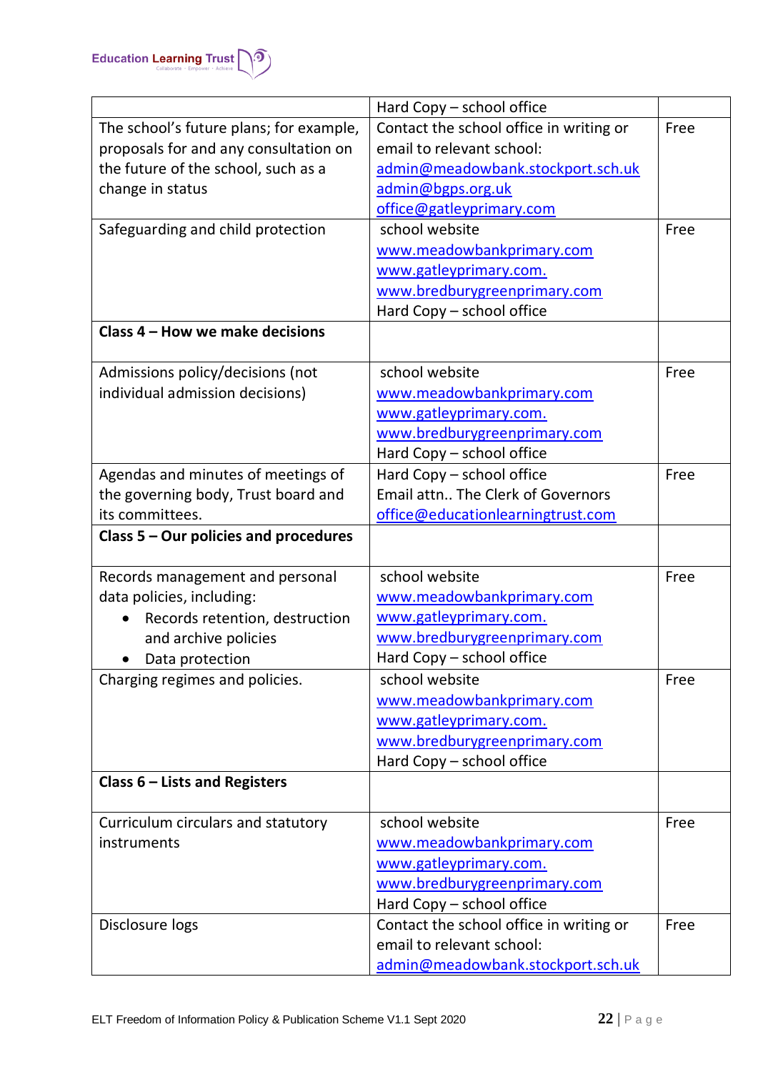| | | |
|---|---|---|
| | Hard Copy – school office | |
| The school's future plans; for example, proposals for and any consultation on the future of the school, such as a change in status | Contact the school office in writing or email to relevant school: admin@meadowbank.stockport.sch.uk admin@bgps.org.uk office@gatleyprimary.com | Free |
| Safeguarding and child protection | school website www.meadowbankprimary.com www.gatleyprimary.com. www.bredburygreenprimary.com Hard Copy – school office | Free |
| **Class 4 – How we make decisions** | | |
| Admissions policy/decisions (not individual admission decisions) | school website www.meadowbankprimary.com www.gatleyprimary.com. www.bredburygreenprimary.com Hard Copy – school office | Free |
| Agendas and minutes of meetings of the governing body, Trust board and its committees. | Hard Copy – school office Email attn.. The Clerk of Governors office@educationlearningtrust.com | Free |
| **Class 5 – Our policies and procedures** | | |
| Records management and personal data policies, including: • Records retention, destruction and archive policies • Data protection | school website www.meadowbankprimary.com www.gatleyprimary.com. www.bredburygreenprimary.com Hard Copy – school office | Free |
| Charging regimes and policies. | school website www.meadowbankprimary.com www.gatleyprimary.com. www.bredburygreenprimary.com Hard Copy – school office | Free |
| **Class 6 – Lists and Registers** | | |
| Curriculum circulars and statutory instruments | school website www.meadowbankprimary.com www.gatleyprimary.com. www.bredburygreenprimary.com Hard Copy – school office | Free |
| Disclosure logs | Contact the school office in writing or email to relevant school: admin@meadowbank.stockport.sch.uk | Free |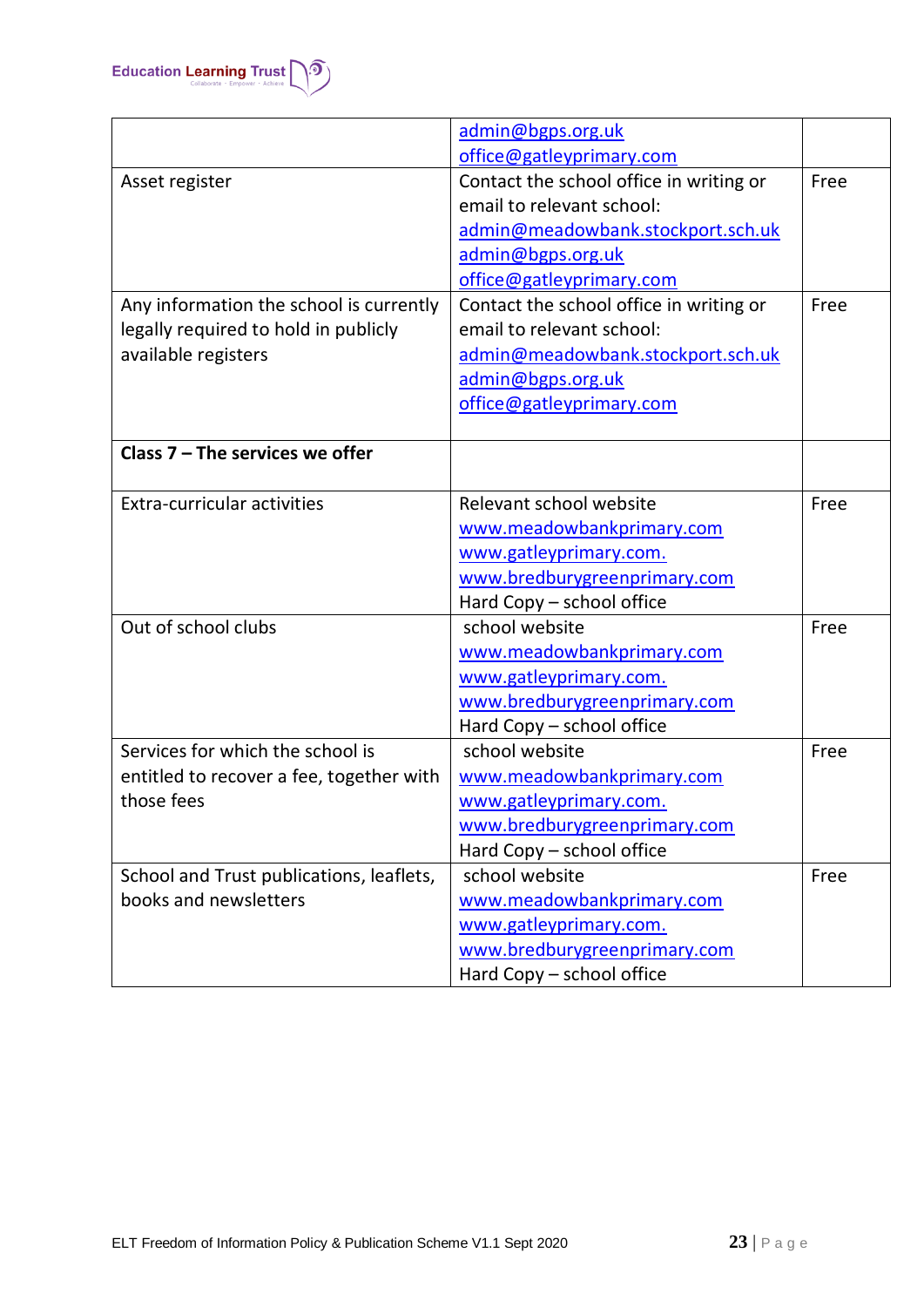| | | |
|---|---|---|
| | admin@bgps.org.uk<br>office@gatleyprimary.com | |
| Asset register | Contact the school office in writing or email to relevant school:<br>admin@meadowbank.stockport.sch.uk<br>admin@bgps.org.uk<br>office@gatleyprimary.com | Free |
| Any information the school is currently legally required to hold in publicly available registers | Contact the school office in writing or email to relevant school:<br>admin@meadowbank.stockport.sch.uk<br>admin@bgps.org.uk<br>office@gatleyprimary.com | Free |
| **Class 7 – The services we offer** | | |
| Extra-curricular activities | Relevant school website<br>www.meadowbankprimary.com<br>www.gatleyprimary.com.<br>www.bredburygreenprimary.com<br>Hard Copy – school office | Free |
| Out of school clubs | school website<br>www.meadowbankprimary.com<br>www.gatleyprimary.com.<br>www.bredburygreenprimary.com<br>Hard Copy – school office | Free |
| Services for which the school is entitled to recover a fee, together with those fees | school website<br>www.meadowbankprimary.com<br>www.gatleyprimary.com.<br>www.bredburygreenprimary.com<br>Hard Copy – school office | Free |
| School and Trust publications, leaflets, books and newsletters | school website<br>www.meadowbankprimary.com<br>www.gatleyprimary.com.<br>www.bredburygreenprimary.com<br>Hard Copy – school office | Free |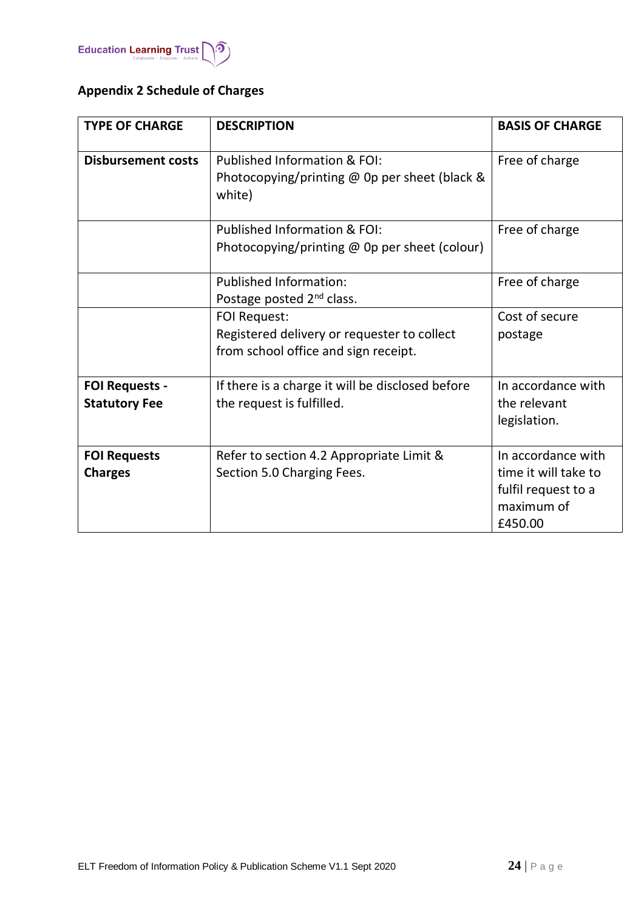## Appendix 2 Schedule of Charges

| TYPE OF CHARGE | DESCRIPTION | BASIS OF CHARGE |
|---|---|---|
| **Disbursement costs** | Published Information & FOI: Photocopying/printing @ 0p per sheet (black & white) | Free of charge |
| | Published Information & FOI: Photocopying/printing @ 0p per sheet (colour) | Free of charge |
| | Published Information: Postage posted 2nd class. | Free of charge |
| | FOI Request: Registered delivery or requester to collect from school office and sign receipt. | Cost of secure postage |
| **FOI Requests - Statutory Fee** | If there is a charge it will be disclosed before the request is fulfilled. | In accordance with the relevant legislation. |
| **FOI Requests Charges** | Refer to section 4.2 Appropriate Limit & Section 5.0 Charging Fees. | In accordance with time it will take to fulfil request to a maximum of £450.00 |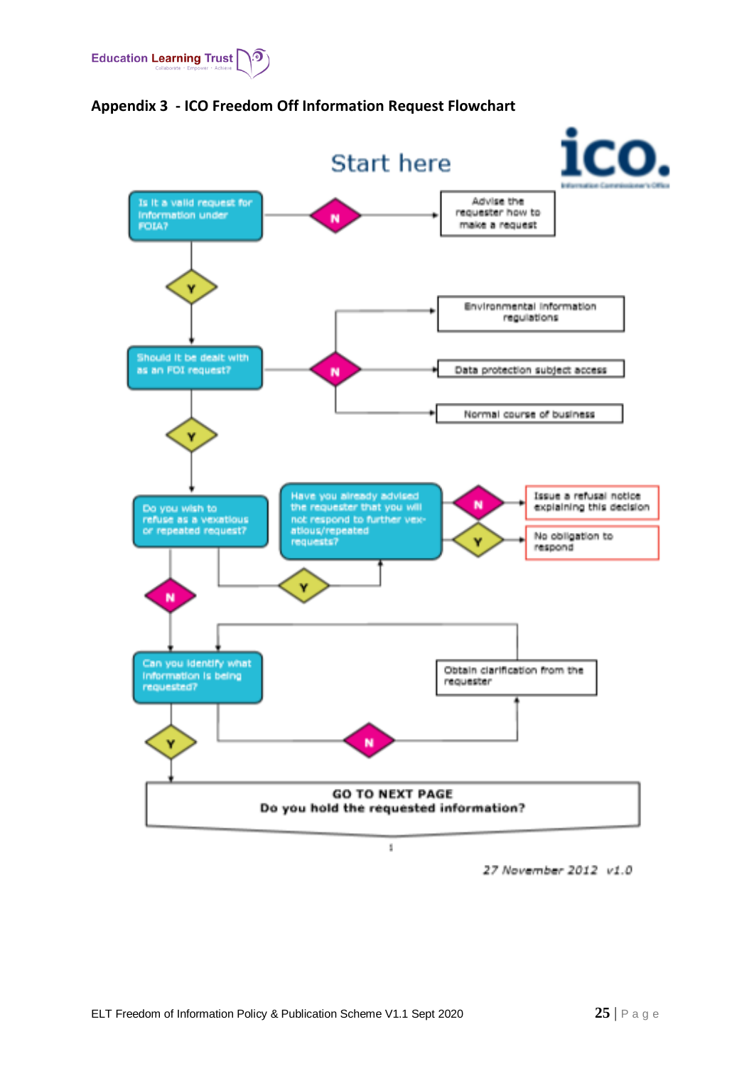## Appendix 3 - ICO Freedom Off Information Request Flowchart

Start here

ico.

Information Commissioner's Office

Is it a valid request for information under FOIA?

N → Advise the requester how to make a request

Y

Should it be dealt with as an FOI request?

N → Environmental information regulations / Data protection subject access / Normal course of business

Y

Do you wish to refuse as a vexatious or repeated request?

Y → Have you already advised the requester that you will not respond to further vexatious/repeated requests?

N → Issue a refusal notice explaining this decision

Y → No obligation to respond

N

Can you identify what information is being requested?

N → Obtain clarification from the requester

Y

GO TO NEXT PAGE
Do you hold the requested information?

1

27 November 2012 v1.0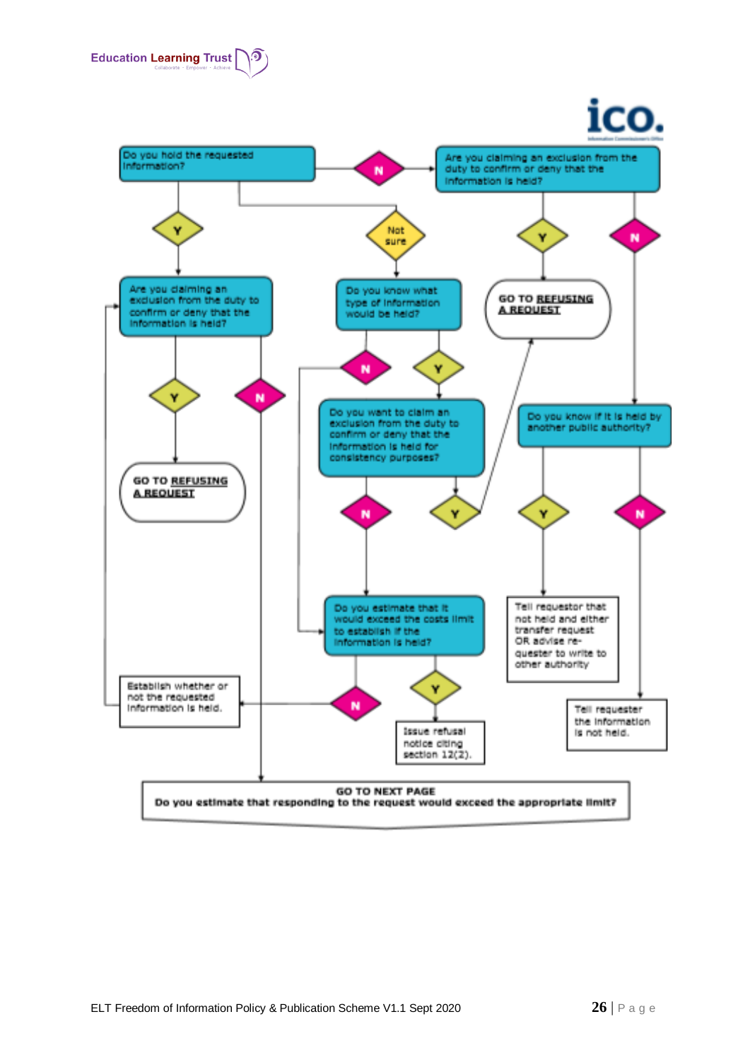Do you hold the requested information?

- **N** → Are you claiming an exclusion from the duty to confirm or deny that the information is held?
  - **Y** → GO TO **REFUSING A REQUEST**
  - **N** → Do you know if it is held by another public authority?
    - **Y** → Tell requestor that not held and either transfer request OR advise requester to write to other authority
    - **N** → Tell requester the information is not held.
- **Y** → Are you claiming an exclusion from the duty to confirm or deny that the information is held?
  - **Y** → GO TO **REFUSING A REQUEST**
  - **N** → GO TO NEXT PAGE
- **Not sure** → Do you know what type of information would be held?
  - **Y** → Do you want to claim an exclusion from the duty to confirm or deny that the information is held for consistency purposes?
    - **Y** → GO TO **REFUSING A REQUEST**
    - **N** → Do you estimate that it would exceed the costs limit to establish if the information is held?
  - **N** → Do you estimate that it would exceed the costs limit to establish if the information is held?
    - **Y** → Issue refusal notice citing section 12(2).
    - **N** → Establish whether or not the requested information is held. → Are you claiming an exclusion from the duty to confirm or deny that the information is held?

**GO TO NEXT PAGE**
**Do you estimate that responding to the request would exceed the appropriate limit?**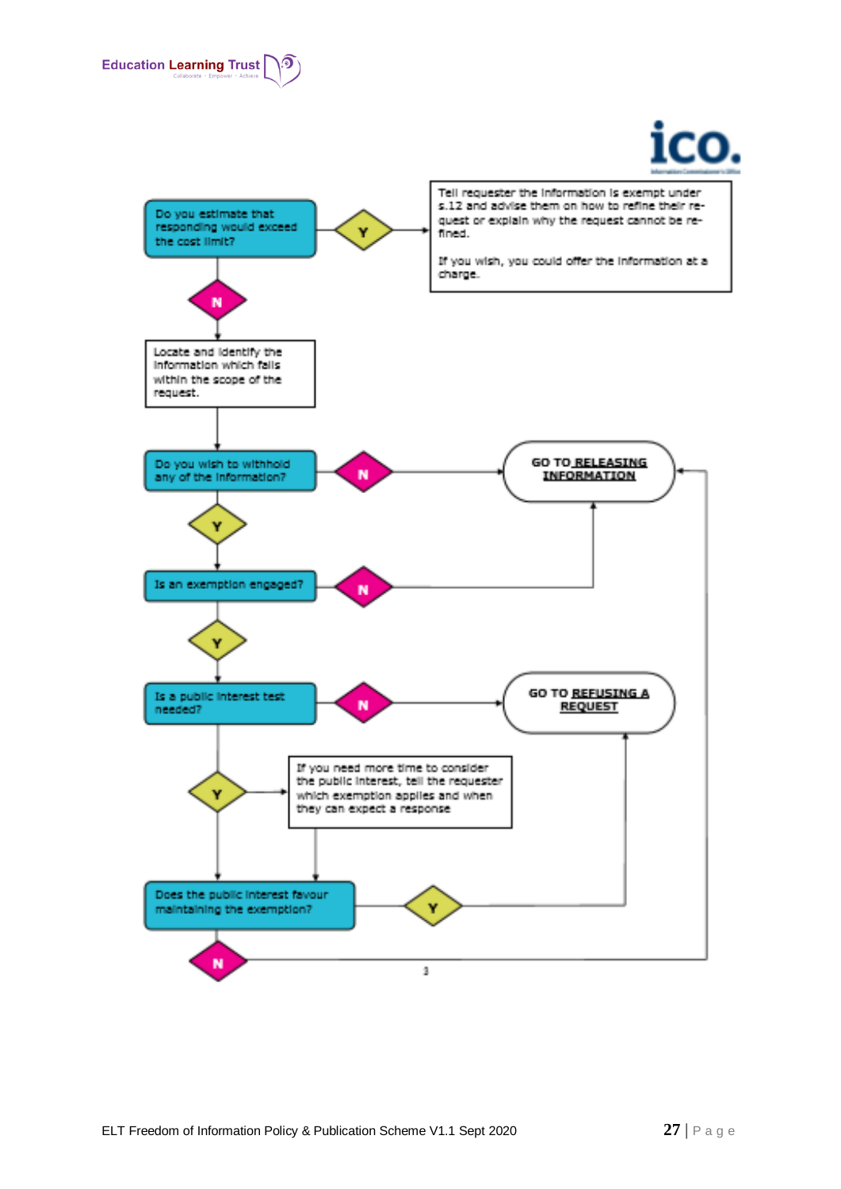Tell requester the information is exempt under s.12 and advise them on how to refine their request or explain why the request cannot be refined.

If you wish, you could offer the information at a charge.

Do you estimate that responding would exceed the cost limit?

- **Y** → Tell requester the information is exempt under s.12 (see above)
- **N** → Locate and identify the information which falls within the scope of the request.

Do you wish to withhold any of the information?

- **N** → GO TO **RELEASING INFORMATION**
- **Y** → Is an exemption engaged?

Is an exemption engaged?

- **N** → GO TO **RELEASING INFORMATION**
- **Y** → Is a public interest test needed?

Is a public interest test needed?

- **N** → GO TO **REFUSING A REQUEST**
- **Y** → If you need more time to consider the public interest, tell the requester which exemption applies and when they can expect a response

Does the public interest favour maintaining the exemption?

- **Y** → GO TO **REFUSING A REQUEST**
- **N** → GO TO **RELEASING INFORMATION**

3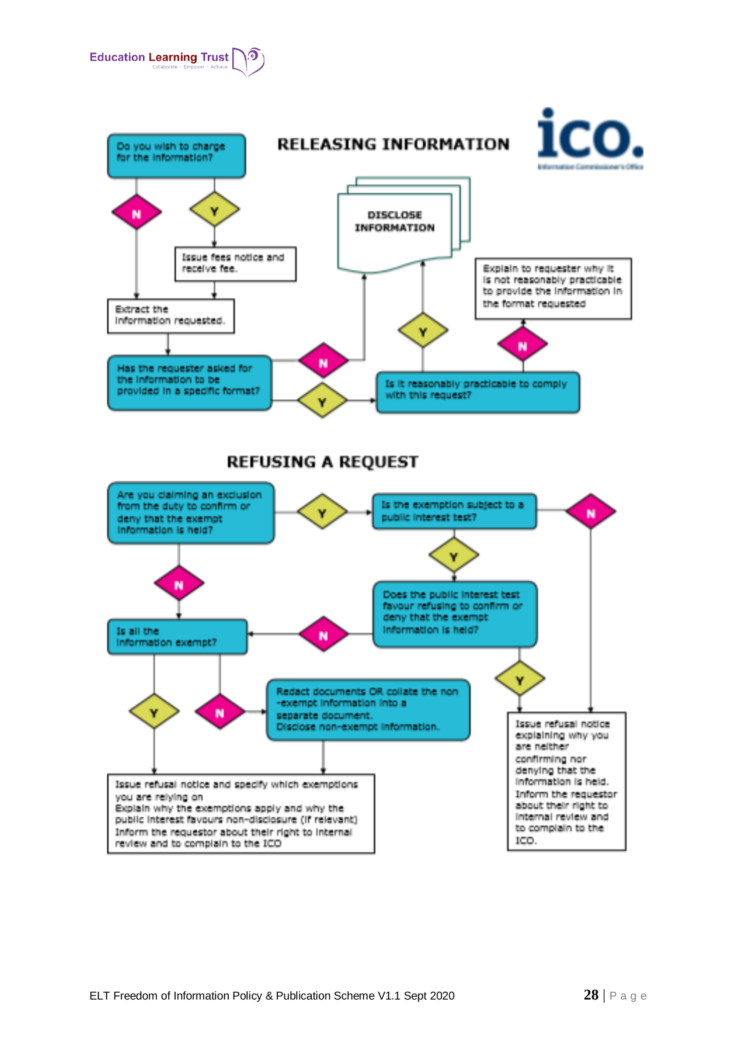## RELEASING INFORMATION

Do you wish to charge for the information?

N

Y

Issue fees notice and receive fee.

Extract the information requested.

Has the requester asked for the information to be provided in a specific format?

N

Y

DISCLOSE INFORMATION

Is it reasonably practicable to comply with this request?

Y

N

Explain to requester why it is not reasonably practicable to provide the information in the format requested

## REFUSING A REQUEST

Are you claiming an exclusion from the duty to confirm or deny that the exempt information is held?

Y

Is the exemption subject to a public interest test?

N

Y

Does the public interest test favour refusing to confirm or deny that the exempt information is held?

N

Y

N

Is all the information exempt?

Y

N

Redact documents OR collate the non -exempt information into a separate document. Disclose non-exempt information.

Issue refusal notice and specify which exemptions you are relying on
Explain why the exemptions apply and why the public interest favours non-disclosure (if relevant)
Inform the requestor about their right to internal review and to complain to the ICO

Issue refusal notice explaining why you are neither confirming nor denying that the information is held. Inform the requestor about their right to internal review and to complain to the ICO.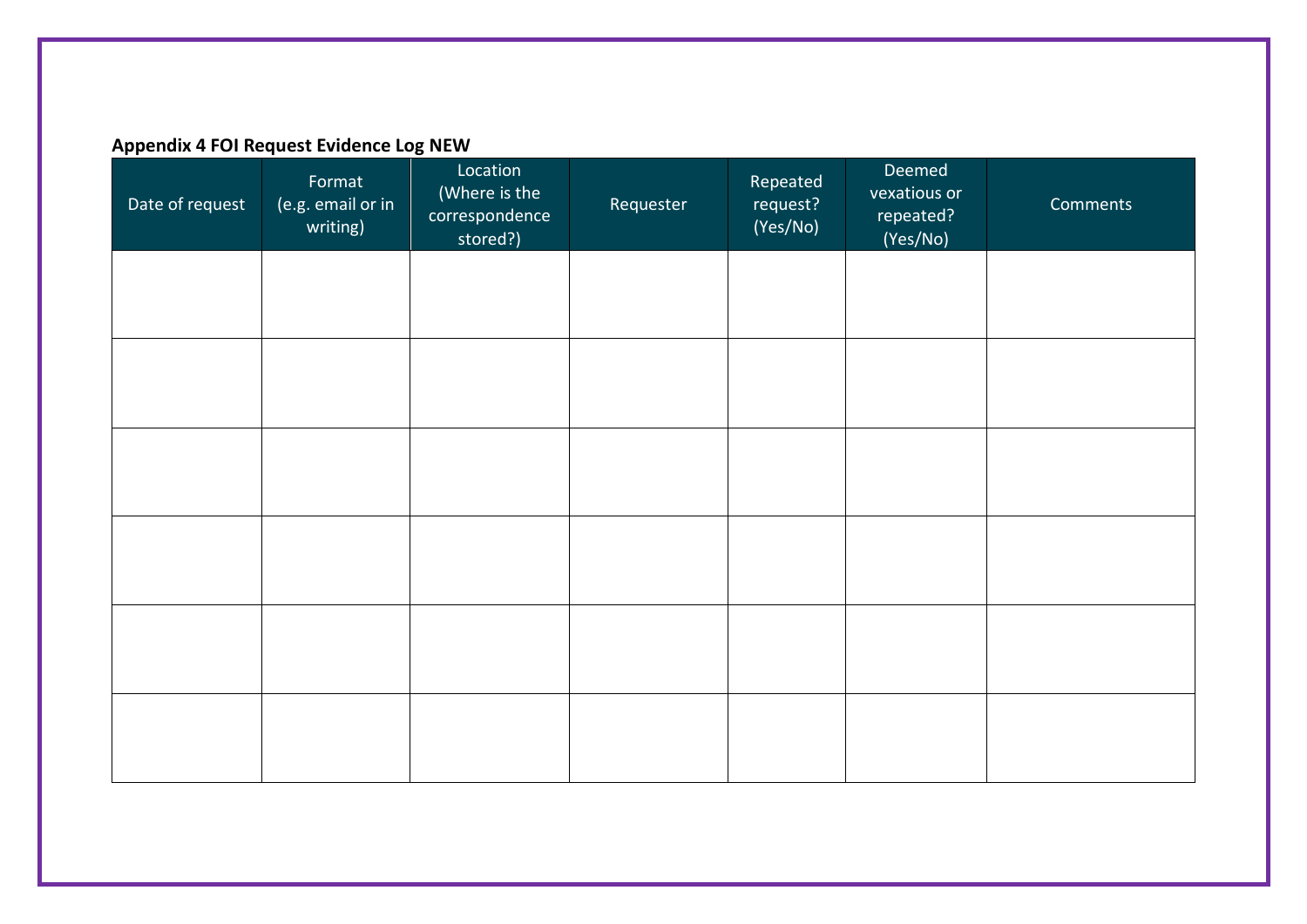**Appendix 4 FOI Request Evidence Log NEW**

| Date of request | Format (e.g. email or in writing) | Location (Where is the correspondence stored?) | Requester | Repeated request? (Yes/No) | Deemed vexatious or repeated? (Yes/No) | Comments |
|---|---|---|---|---|---|---|
| | | | | | | |
| | | | | | | |
| | | | | | | |
| | | | | | | |
| | | | | | | |
| | | | | | | |